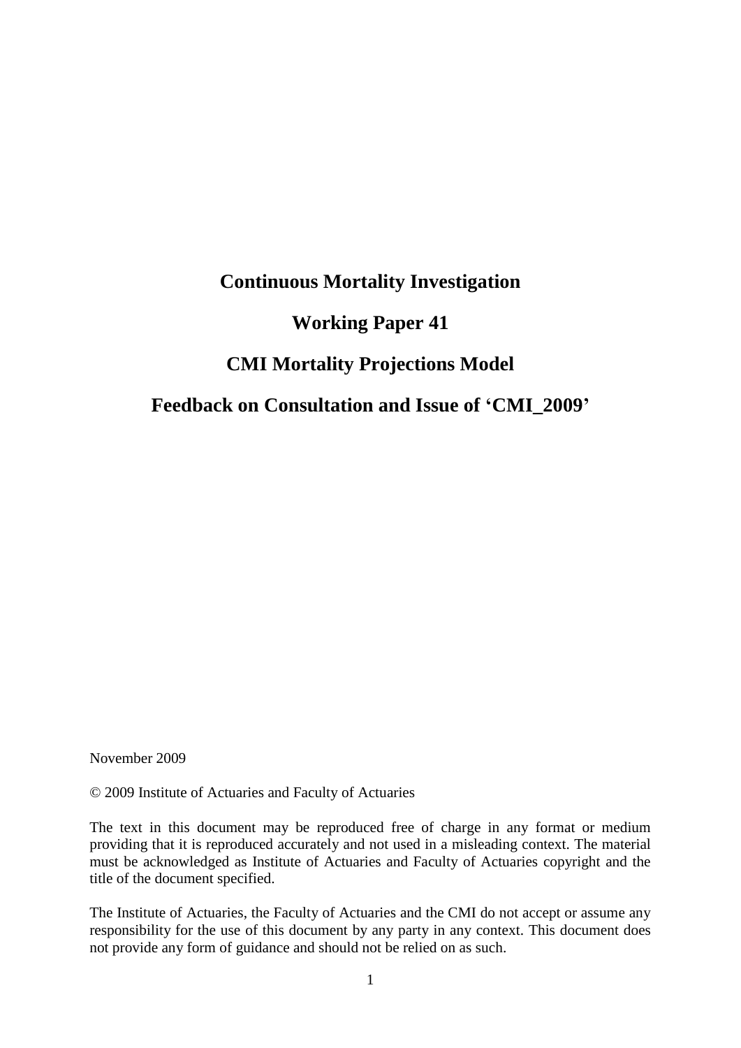# Continuous Mortality Investigation

# Working Paper 41

# CMI Mortality Projections Model

# Feedback on Consultation and Issue of 'CMI_2009'

November 2009

© 2009 Institute of Actuaries and Faculty of Actuaries

The text in this document may be reproduced free of charge in any format or medium providing that it is reproduced accurately and not used in a misleading context. The material must be acknowledged as Institute of Actuaries and Faculty of Actuaries copyright and the title of the document specified.

The Institute of Actuaries, the Faculty of Actuaries and the CMI do not accept or assume any responsibility for the use of this document by any party in any context. This document does not provide any form of guidance and should not be relied on as such.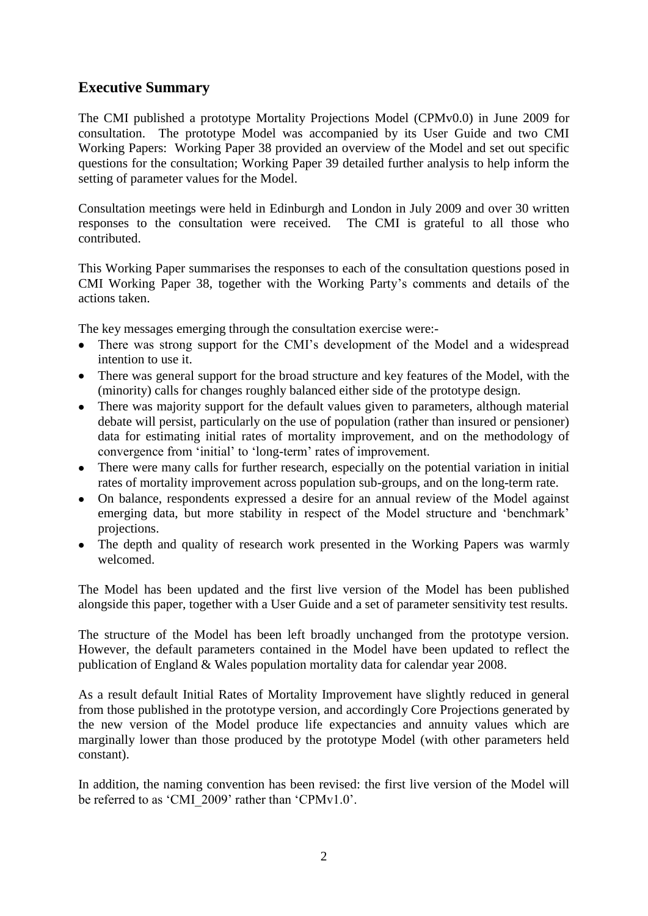## Executive Summary

The CMI published a prototype Mortality Projections Model (CPMv0.0) in June 2009 for consultation. The prototype Model was accompanied by its User Guide and two CMI Working Papers: Working Paper 38 provided an overview of the Model and set out specific questions for the consultation; Working Paper 39 detailed further analysis to help inform the setting of parameter values for the Model.

Consultation meetings were held in Edinburgh and London in July 2009 and over 30 written responses to the consultation were received. The CMI is grateful to all those who contributed.

This Working Paper summarises the responses to each of the consultation questions posed in CMI Working Paper 38, together with the Working Party's comments and details of the actions taken.

The key messages emerging through the consultation exercise were:-

- There was strong support for the CMI's development of the Model and a widespread intention to use it.
- There was general support for the broad structure and key features of the Model, with the (minority) calls for changes roughly balanced either side of the prototype design.
- There was majority support for the default values given to parameters, although material debate will persist, particularly on the use of population (rather than insured or pensioner) data for estimating initial rates of mortality improvement, and on the methodology of convergence from 'initial' to 'long-term' rates of improvement.
- There were many calls for further research, especially on the potential variation in initial rates of mortality improvement across population sub-groups, and on the long-term rate.
- On balance, respondents expressed a desire for an annual review of the Model against emerging data, but more stability in respect of the Model structure and 'benchmark' projections.
- The depth and quality of research work presented in the Working Papers was warmly welcomed.

The Model has been updated and the first live version of the Model has been published alongside this paper, together with a User Guide and a set of parameter sensitivity test results.

The structure of the Model has been left broadly unchanged from the prototype version. However, the default parameters contained in the Model have been updated to reflect the publication of England & Wales population mortality data for calendar year 2008.

As a result default Initial Rates of Mortality Improvement have slightly reduced in general from those published in the prototype version, and accordingly Core Projections generated by the new version of the Model produce life expectancies and annuity values which are marginally lower than those produced by the prototype Model (with other parameters held constant).

In addition, the naming convention has been revised: the first live version of the Model will be referred to as 'CMI_2009' rather than 'CPMv1.0'.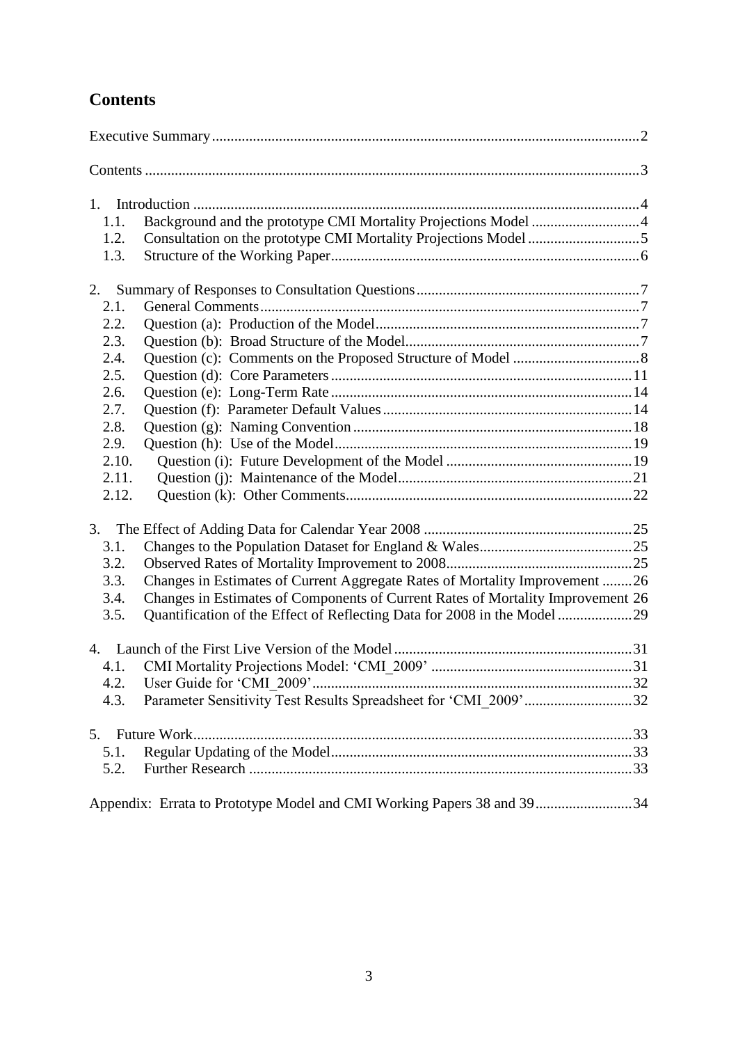## Contents

Executive Summary .......... 2

Contents .......... 3

1. Introduction .......... 4
   - 1.1. Background and the prototype CMI Mortality Projections Model .......... 4
   - 1.2. Consultation on the prototype CMI Mortality Projections Model .......... 5
   - 1.3. Structure of the Working Paper .......... 6

2. Summary of Responses to Consultation Questions .......... 7
   - 2.1. General Comments .......... 7
   - 2.2. Question (a): Production of the Model .......... 7
   - 2.3. Question (b): Broad Structure of the Model .......... 7
   - 2.4. Question (c): Comments on the Proposed Structure of Model .......... 8
   - 2.5. Question (d): Core Parameters .......... 11
   - 2.6. Question (e): Long-Term Rate .......... 14
   - 2.7. Question (f): Parameter Default Values .......... 14
   - 2.8. Question (g): Naming Convention .......... 18
   - 2.9. Question (h): Use of the Model .......... 19
   - 2.10. Question (i): Future Development of the Model .......... 19
   - 2.11. Question (j): Maintenance of the Model .......... 21
   - 2.12. Question (k): Other Comments .......... 22

3. The Effect of Adding Data for Calendar Year 2008 .......... 25
   - 3.1. Changes to the Population Dataset for England & Wales .......... 25
   - 3.2. Observed Rates of Mortality Improvement to 2008 .......... 25
   - 3.3. Changes in Estimates of Current Aggregate Rates of Mortality Improvement .......... 26
   - 3.4. Changes in Estimates of Components of Current Rates of Mortality Improvement 26
   - 3.5. Quantification of the Effect of Reflecting Data for 2008 in the Model .......... 29

4. Launch of the First Live Version of the Model .......... 31
   - 4.1. CMI Mortality Projections Model: 'CMI_2009' .......... 31
   - 4.2. User Guide for 'CMI_2009' .......... 32
   - 4.3. Parameter Sensitivity Test Results Spreadsheet for 'CMI_2009' .......... 32

5. Future Work .......... 33
   - 5.1. Regular Updating of the Model .......... 33
   - 5.2. Further Research .......... 33

Appendix: Errata to Prototype Model and CMI Working Papers 38 and 39 .......... 34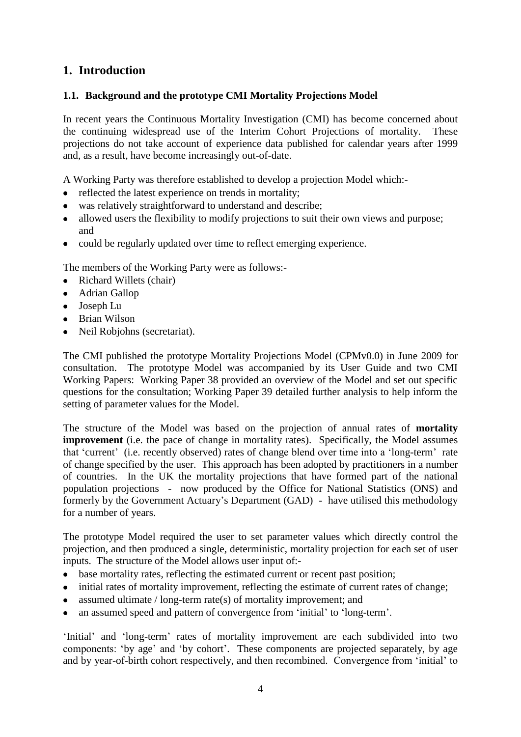# 1. Introduction

## 1.1. Background and the prototype CMI Mortality Projections Model

In recent years the Continuous Mortality Investigation (CMI) has become concerned about the continuing widespread use of the Interim Cohort Projections of mortality. These projections do not take account of experience data published for calendar years after 1999 and, as a result, have become increasingly out-of-date.

A Working Party was therefore established to develop a projection Model which:-

- reflected the latest experience on trends in mortality;
- was relatively straightforward to understand and describe;
- allowed users the flexibility to modify projections to suit their own views and purpose; and
- could be regularly updated over time to reflect emerging experience.

The members of the Working Party were as follows:-

- Richard Willets (chair)
- Adrian Gallop
- Joseph Lu
- Brian Wilson
- Neil Robjohns (secretariat).

The CMI published the prototype Mortality Projections Model (CPMv0.0) in June 2009 for consultation. The prototype Model was accompanied by its User Guide and two CMI Working Papers: Working Paper 38 provided an overview of the Model and set out specific questions for the consultation; Working Paper 39 detailed further analysis to help inform the setting of parameter values for the Model.

The structure of the Model was based on the projection of annual rates of **mortality improvement** (i.e. the pace of change in mortality rates). Specifically, the Model assumes that 'current' (i.e. recently observed) rates of change blend over time into a 'long-term' rate of change specified by the user. This approach has been adopted by practitioners in a number of countries. In the UK the mortality projections that have formed part of the national population projections - now produced by the Office for National Statistics (ONS) and formerly by the Government Actuary's Department (GAD) - have utilised this methodology for a number of years.

The prototype Model required the user to set parameter values which directly control the projection, and then produced a single, deterministic, mortality projection for each set of user inputs. The structure of the Model allows user input of:-

- base mortality rates, reflecting the estimated current or recent past position;
- initial rates of mortality improvement, reflecting the estimate of current rates of change;
- assumed ultimate / long-term rate(s) of mortality improvement; and
- an assumed speed and pattern of convergence from 'initial' to 'long-term'.

'Initial' and 'long-term' rates of mortality improvement are each subdivided into two components: 'by age' and 'by cohort'. These components are projected separately, by age and by year-of-birth cohort respectively, and then recombined. Convergence from 'initial' to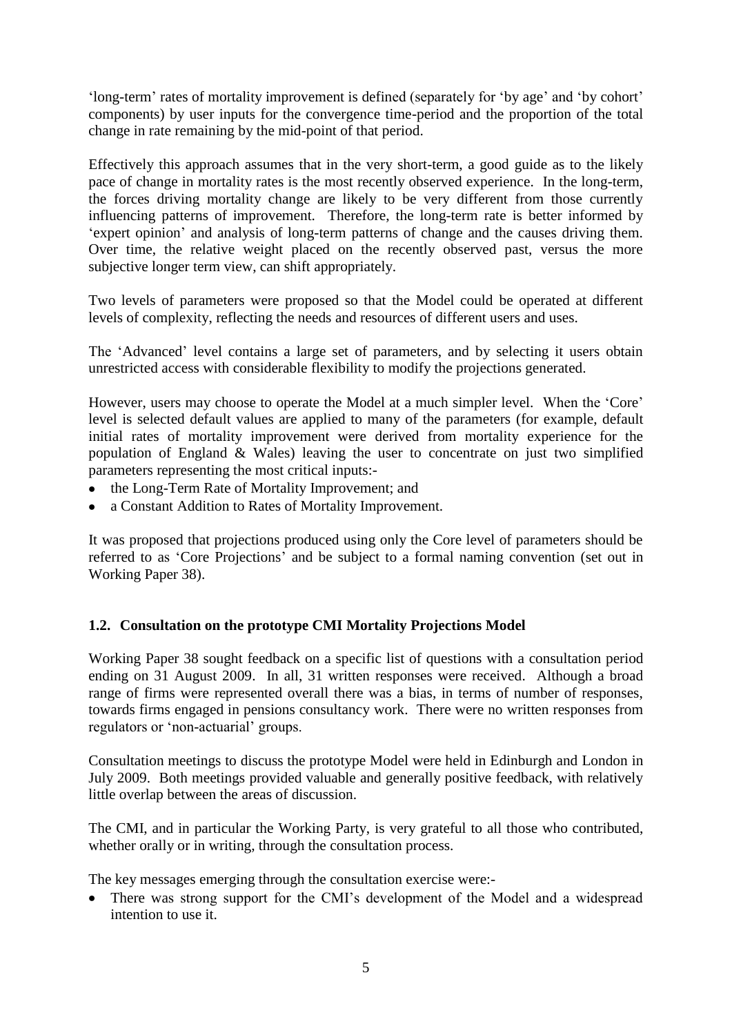'long-term' rates of mortality improvement is defined (separately for 'by age' and 'by cohort' components) by user inputs for the convergence time-period and the proportion of the total change in rate remaining by the mid-point of that period.

Effectively this approach assumes that in the very short-term, a good guide as to the likely pace of change in mortality rates is the most recently observed experience. In the long-term, the forces driving mortality change are likely to be very different from those currently influencing patterns of improvement. Therefore, the long-term rate is better informed by 'expert opinion' and analysis of long-term patterns of change and the causes driving them. Over time, the relative weight placed on the recently observed past, versus the more subjective longer term view, can shift appropriately.

Two levels of parameters were proposed so that the Model could be operated at different levels of complexity, reflecting the needs and resources of different users and uses.

The 'Advanced' level contains a large set of parameters, and by selecting it users obtain unrestricted access with considerable flexibility to modify the projections generated.

However, users may choose to operate the Model at a much simpler level. When the 'Core' level is selected default values are applied to many of the parameters (for example, default initial rates of mortality improvement were derived from mortality experience for the population of England & Wales) leaving the user to concentrate on just two simplified parameters representing the most critical inputs:-

- the Long-Term Rate of Mortality Improvement; and
- a Constant Addition to Rates of Mortality Improvement.

It was proposed that projections produced using only the Core level of parameters should be referred to as 'Core Projections' and be subject to a formal naming convention (set out in Working Paper 38).

### 1.2. Consultation on the prototype CMI Mortality Projections Model

Working Paper 38 sought feedback on a specific list of questions with a consultation period ending on 31 August 2009. In all, 31 written responses were received. Although a broad range of firms were represented overall there was a bias, in terms of number of responses, towards firms engaged in pensions consultancy work. There were no written responses from regulators or 'non-actuarial' groups.

Consultation meetings to discuss the prototype Model were held in Edinburgh and London in July 2009. Both meetings provided valuable and generally positive feedback, with relatively little overlap between the areas of discussion.

The CMI, and in particular the Working Party, is very grateful to all those who contributed, whether orally or in writing, through the consultation process.

The key messages emerging through the consultation exercise were:-

- There was strong support for the CMI's development of the Model and a widespread intention to use it.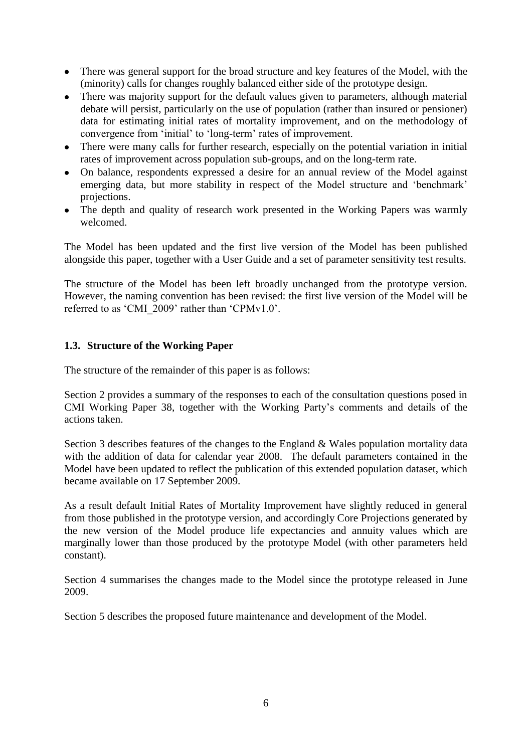- There was general support for the broad structure and key features of the Model, with the (minority) calls for changes roughly balanced either side of the prototype design.
- There was majority support for the default values given to parameters, although material debate will persist, particularly on the use of population (rather than insured or pensioner) data for estimating initial rates of mortality improvement, and on the methodology of convergence from 'initial' to 'long-term' rates of improvement.
- There were many calls for further research, especially on the potential variation in initial rates of improvement across population sub-groups, and on the long-term rate.
- On balance, respondents expressed a desire for an annual review of the Model against emerging data, but more stability in respect of the Model structure and 'benchmark' projections.
- The depth and quality of research work presented in the Working Papers was warmly welcomed.

The Model has been updated and the first live version of the Model has been published alongside this paper, together with a User Guide and a set of parameter sensitivity test results.

The structure of the Model has been left broadly unchanged from the prototype version. However, the naming convention has been revised: the first live version of the Model will be referred to as 'CMI_2009' rather than 'CPMv1.0'.

### 1.3. Structure of the Working Paper

The structure of the remainder of this paper is as follows:

Section 2 provides a summary of the responses to each of the consultation questions posed in CMI Working Paper 38, together with the Working Party's comments and details of the actions taken.

Section 3 describes features of the changes to the England & Wales population mortality data with the addition of data for calendar year 2008. The default parameters contained in the Model have been updated to reflect the publication of this extended population dataset, which became available on 17 September 2009.

As a result default Initial Rates of Mortality Improvement have slightly reduced in general from those published in the prototype version, and accordingly Core Projections generated by the new version of the Model produce life expectancies and annuity values which are marginally lower than those produced by the prototype Model (with other parameters held constant).

Section 4 summarises the changes made to the Model since the prototype released in June 2009.

Section 5 describes the proposed future maintenance and development of the Model.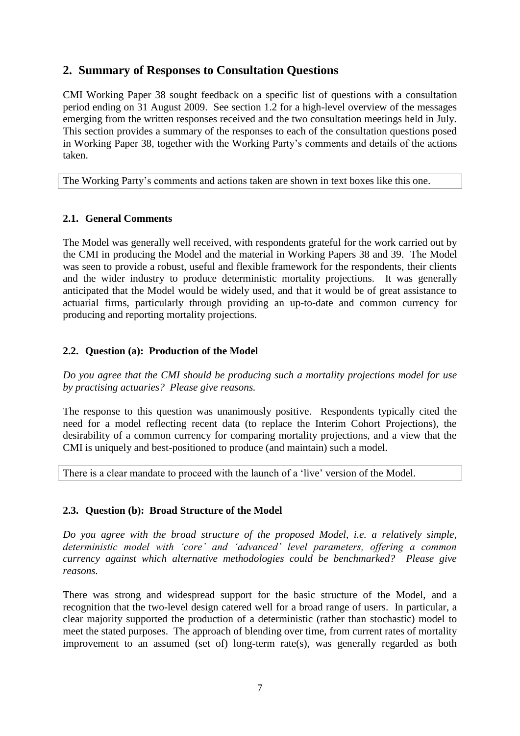## 2. Summary of Responses to Consultation Questions

CMI Working Paper 38 sought feedback on a specific list of questions with a consultation period ending on 31 August 2009. See section 1.2 for a high-level overview of the messages emerging from the written responses received and the two consultation meetings held in July. This section provides a summary of the responses to each of the consultation questions posed in Working Paper 38, together with the Working Party's comments and details of the actions taken.

> The Working Party's comments and actions taken are shown in text boxes like this one.

### 2.1. General Comments

The Model was generally well received, with respondents grateful for the work carried out by the CMI in producing the Model and the material in Working Papers 38 and 39. The Model was seen to provide a robust, useful and flexible framework for the respondents, their clients and the wider industry to produce deterministic mortality projections. It was generally anticipated that the Model would be widely used, and that it would be of great assistance to actuarial firms, particularly through providing an up-to-date and common currency for producing and reporting mortality projections.

### 2.2. Question (a): Production of the Model

*Do you agree that the CMI should be producing such a mortality projections model for use by practising actuaries? Please give reasons.*

The response to this question was unanimously positive. Respondents typically cited the need for a model reflecting recent data (to replace the Interim Cohort Projections), the desirability of a common currency for comparing mortality projections, and a view that the CMI is uniquely and best-positioned to produce (and maintain) such a model.

> There is a clear mandate to proceed with the launch of a 'live' version of the Model.

### 2.3. Question (b): Broad Structure of the Model

*Do you agree with the broad structure of the proposed Model, i.e. a relatively simple, deterministic model with 'core' and 'advanced' level parameters, offering a common currency against which alternative methodologies could be benchmarked? Please give reasons.*

There was strong and widespread support for the basic structure of the Model, and a recognition that the two-level design catered well for a broad range of users. In particular, a clear majority supported the production of a deterministic (rather than stochastic) model to meet the stated purposes. The approach of blending over time, from current rates of mortality improvement to an assumed (set of) long-term rate(s), was generally regarded as both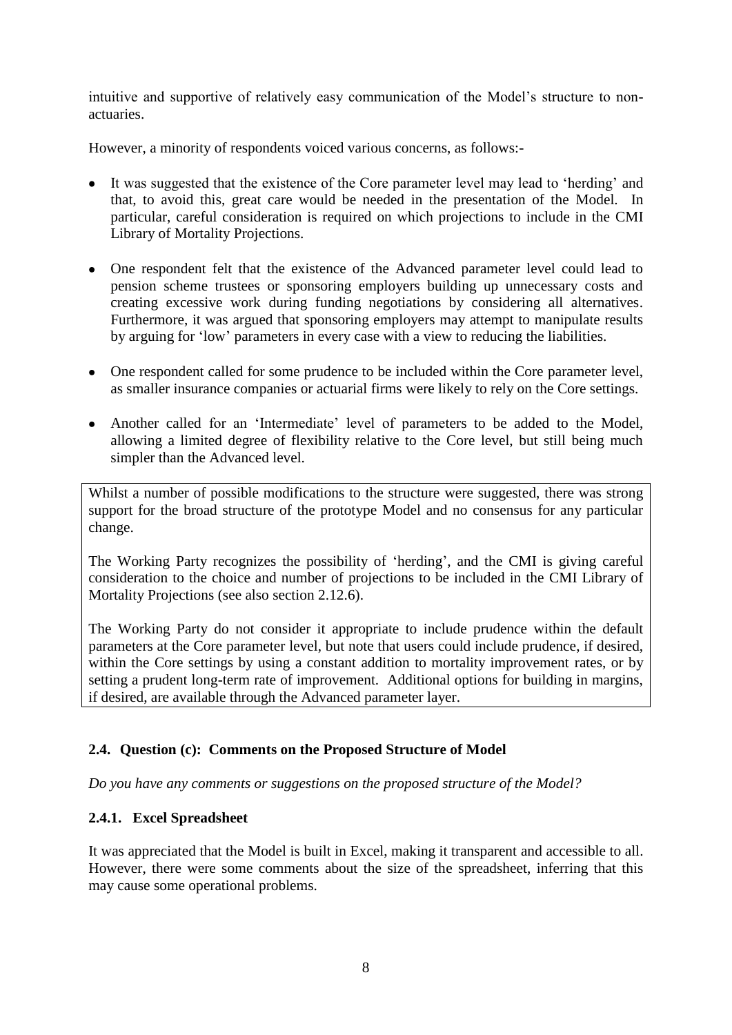intuitive and supportive of relatively easy communication of the Model's structure to non-actuaries.

However, a minority of respondents voiced various concerns, as follows:-

- It was suggested that the existence of the Core parameter level may lead to 'herding' and that, to avoid this, great care would be needed in the presentation of the Model. In particular, careful consideration is required on which projections to include in the CMI Library of Mortality Projections.
- One respondent felt that the existence of the Advanced parameter level could lead to pension scheme trustees or sponsoring employers building up unnecessary costs and creating excessive work during funding negotiations by considering all alternatives. Furthermore, it was argued that sponsoring employers may attempt to manipulate results by arguing for 'low' parameters in every case with a view to reducing the liabilities.
- One respondent called for some prudence to be included within the Core parameter level, as smaller insurance companies or actuarial firms were likely to rely on the Core settings.
- Another called for an 'Intermediate' level of parameters to be added to the Model, allowing a limited degree of flexibility relative to the Core level, but still being much simpler than the Advanced level.

Whilst a number of possible modifications to the structure were suggested, there was strong support for the broad structure of the prototype Model and no consensus for any particular change.

The Working Party recognizes the possibility of 'herding', and the CMI is giving careful consideration to the choice and number of projections to be included in the CMI Library of Mortality Projections (see also section 2.12.6).

The Working Party do not consider it appropriate to include prudence within the default parameters at the Core parameter level, but note that users could include prudence, if desired, within the Core settings by using a constant addition to mortality improvement rates, or by setting a prudent long-term rate of improvement. Additional options for building in margins, if desired, are available through the Advanced parameter layer.

## 2.4. Question (c): Comments on the Proposed Structure of Model

*Do you have any comments or suggestions on the proposed structure of the Model?*

### 2.4.1. Excel Spreadsheet

It was appreciated that the Model is built in Excel, making it transparent and accessible to all. However, there were some comments about the size of the spreadsheet, inferring that this may cause some operational problems.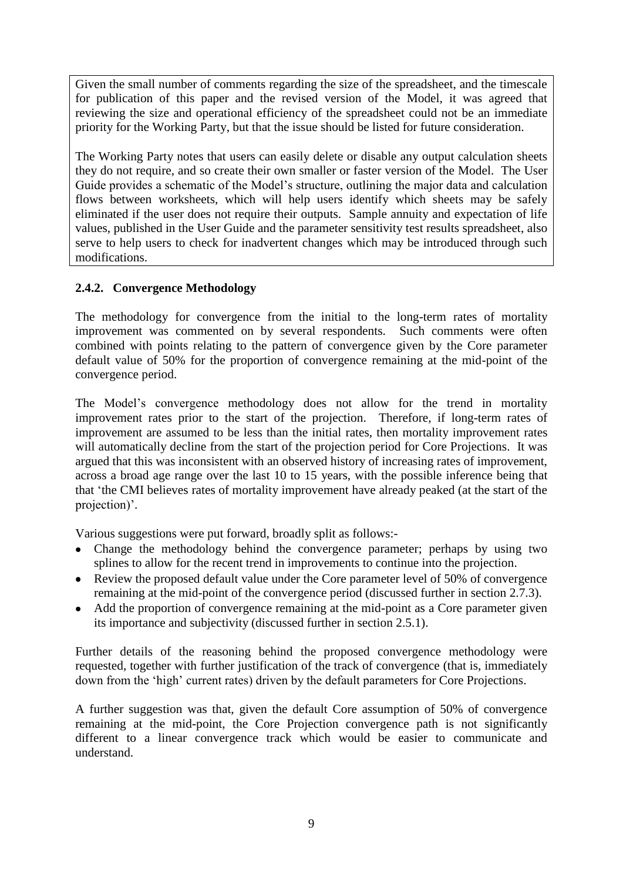Given the small number of comments regarding the size of the spreadsheet, and the timescale for publication of this paper and the revised version of the Model, it was agreed that reviewing the size and operational efficiency of the spreadsheet could not be an immediate priority for the Working Party, but that the issue should be listed for future consideration.

The Working Party notes that users can easily delete or disable any output calculation sheets they do not require, and so create their own smaller or faster version of the Model. The User Guide provides a schematic of the Model's structure, outlining the major data and calculation flows between worksheets, which will help users identify which sheets may be safely eliminated if the user does not require their outputs. Sample annuity and expectation of life values, published in the User Guide and the parameter sensitivity test results spreadsheet, also serve to help users to check for inadvertent changes which may be introduced through such modifications.

### 2.4.2. Convergence Methodology

The methodology for convergence from the initial to the long-term rates of mortality improvement was commented on by several respondents. Such comments were often combined with points relating to the pattern of convergence given by the Core parameter default value of 50% for the proportion of convergence remaining at the mid-point of the convergence period.

The Model's convergence methodology does not allow for the trend in mortality improvement rates prior to the start of the projection. Therefore, if long-term rates of improvement are assumed to be less than the initial rates, then mortality improvement rates will automatically decline from the start of the projection period for Core Projections. It was argued that this was inconsistent with an observed history of increasing rates of improvement, across a broad age range over the last 10 to 15 years, with the possible inference being that that 'the CMI believes rates of mortality improvement have already peaked (at the start of the projection)'.

Various suggestions were put forward, broadly split as follows:-

- Change the methodology behind the convergence parameter; perhaps by using two splines to allow for the recent trend in improvements to continue into the projection.
- Review the proposed default value under the Core parameter level of 50% of convergence remaining at the mid-point of the convergence period (discussed further in section 2.7.3).
- Add the proportion of convergence remaining at the mid-point as a Core parameter given its importance and subjectivity (discussed further in section 2.5.1).

Further details of the reasoning behind the proposed convergence methodology were requested, together with further justification of the track of convergence (that is, immediately down from the 'high' current rates) driven by the default parameters for Core Projections.

A further suggestion was that, given the default Core assumption of 50% of convergence remaining at the mid-point, the Core Projection convergence path is not significantly different to a linear convergence track which would be easier to communicate and understand.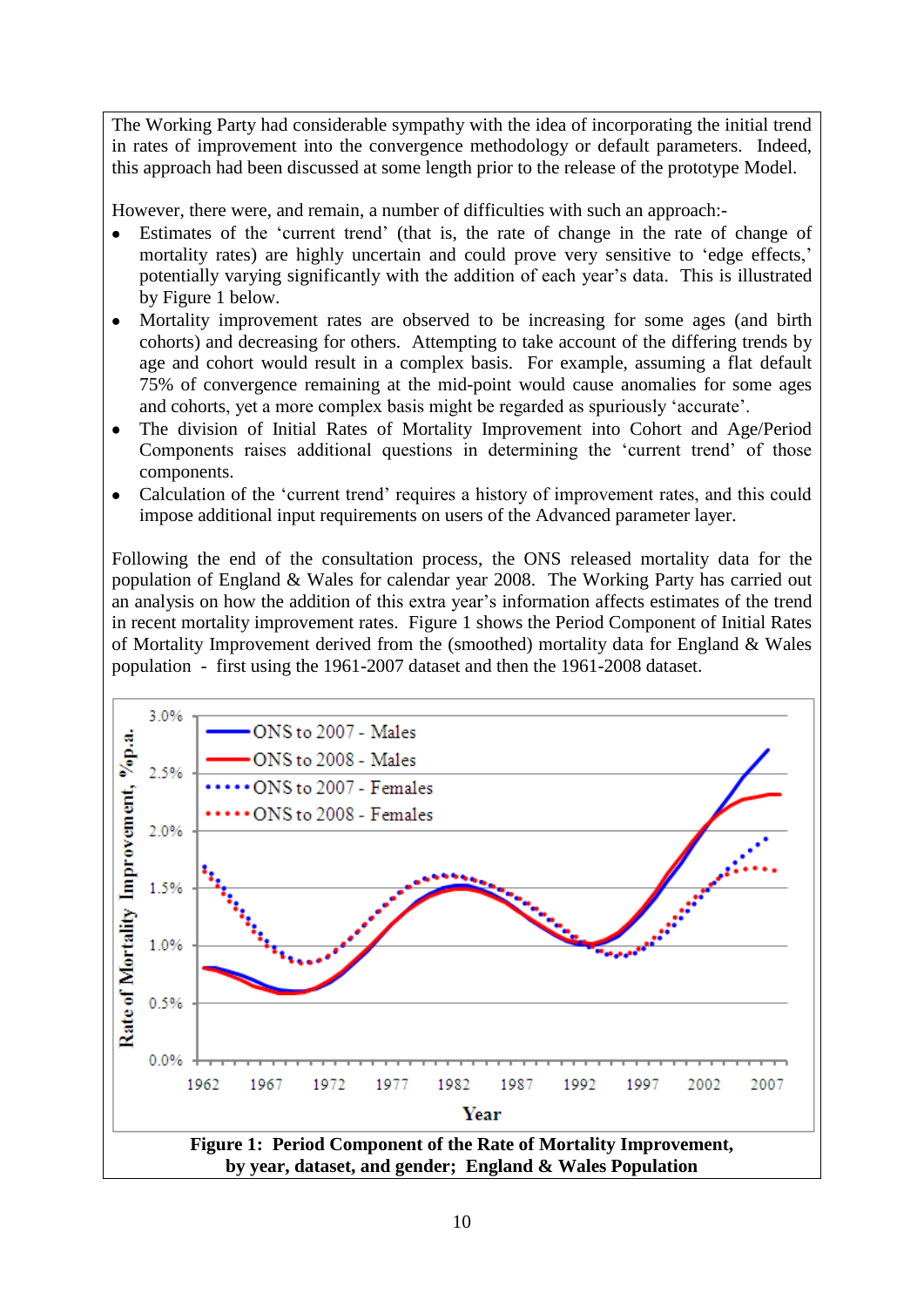The Working Party had considerable sympathy with the idea of incorporating the initial trend in rates of improvement into the convergence methodology or default parameters. Indeed, this approach had been discussed at some length prior to the release of the prototype Model.

However, there were, and remain, a number of difficulties with such an approach:-

- Estimates of the 'current trend' (that is, the rate of change in the rate of change of mortality rates) are highly uncertain and could prove very sensitive to 'edge effects,' potentially varying significantly with the addition of each year's data. This is illustrated by Figure 1 below.
- Mortality improvement rates are observed to be increasing for some ages (and birth cohorts) and decreasing for others. Attempting to take account of the differing trends by age and cohort would result in a complex basis. For example, assuming a flat default 75% of convergence remaining at the mid-point would cause anomalies for some ages and cohorts, yet a more complex basis might be regarded as spuriously 'accurate'.
- The division of Initial Rates of Mortality Improvement into Cohort and Age/Period Components raises additional questions in determining the 'current trend' of those components.
- Calculation of the 'current trend' requires a history of improvement rates, and this could impose additional input requirements on users of the Advanced parameter layer.

Following the end of the consultation process, the ONS released mortality data for the population of England & Wales for calendar year 2008. The Working Party has carried out an analysis on how the addition of this extra year's information affects estimates of the trend in recent mortality improvement rates. Figure 1 shows the Period Component of Initial Rates of Mortality Improvement derived from the (smoothed) mortality data for England & Wales population - first using the 1961-2007 dataset and then the 1961-2008 dataset.

**Figure 1: Period Component of the Rate of Mortality Improvement, by year, dataset, and gender; England & Wales Population**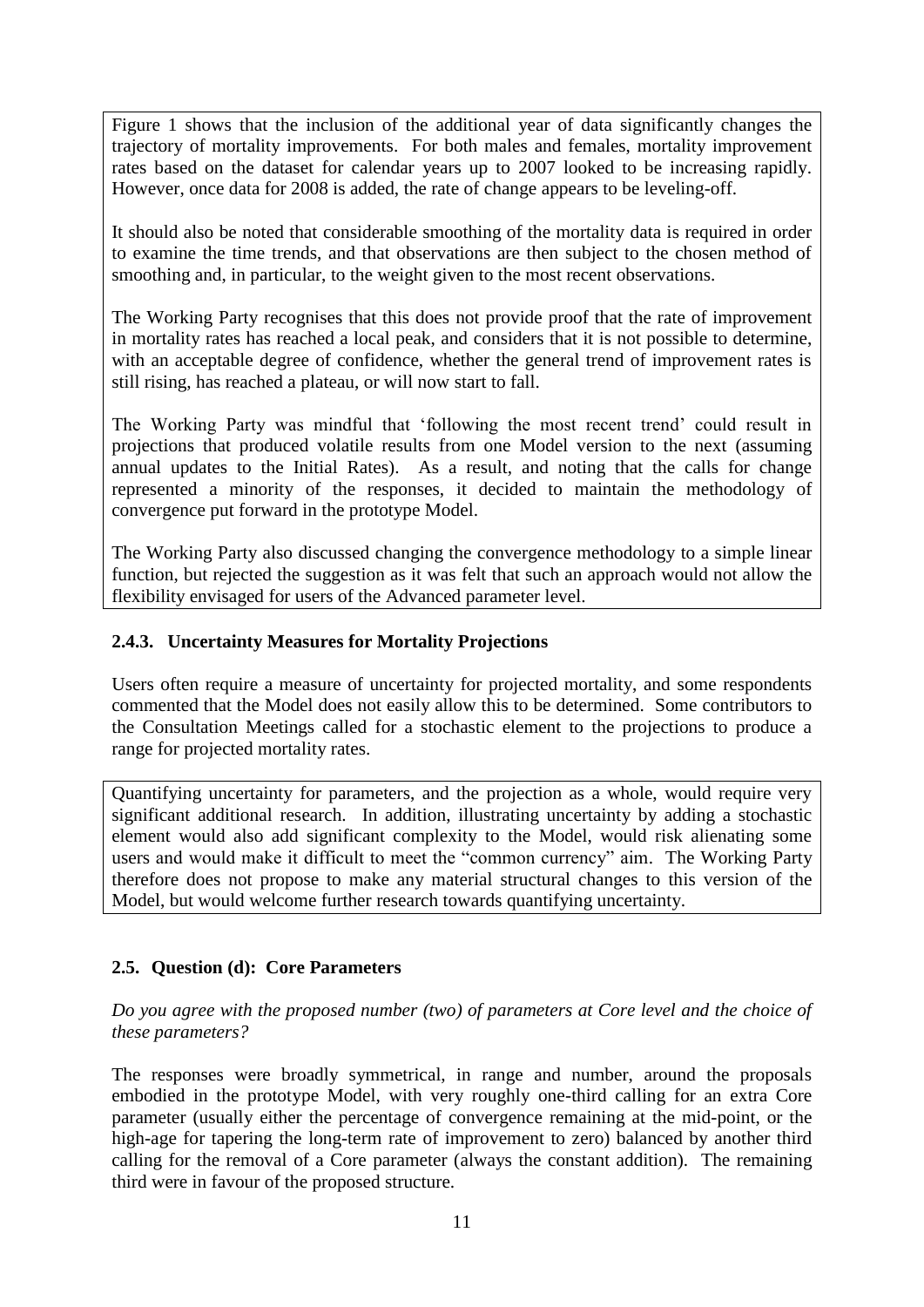Figure 1 shows that the inclusion of the additional year of data significantly changes the trajectory of mortality improvements. For both males and females, mortality improvement rates based on the dataset for calendar years up to 2007 looked to be increasing rapidly. However, once data for 2008 is added, the rate of change appears to be leveling-off.

It should also be noted that considerable smoothing of the mortality data is required in order to examine the time trends, and that observations are then subject to the chosen method of smoothing and, in particular, to the weight given to the most recent observations.

The Working Party recognises that this does not provide proof that the rate of improvement in mortality rates has reached a local peak, and considers that it is not possible to determine, with an acceptable degree of confidence, whether the general trend of improvement rates is still rising, has reached a plateau, or will now start to fall.

The Working Party was mindful that 'following the most recent trend' could result in projections that produced volatile results from one Model version to the next (assuming annual updates to the Initial Rates). As a result, and noting that the calls for change represented a minority of the responses, it decided to maintain the methodology of convergence put forward in the prototype Model.

The Working Party also discussed changing the convergence methodology to a simple linear function, but rejected the suggestion as it was felt that such an approach would not allow the flexibility envisaged for users of the Advanced parameter level.

### 2.4.3. Uncertainty Measures for Mortality Projections

Users often require a measure of uncertainty for projected mortality, and some respondents commented that the Model does not easily allow this to be determined. Some contributors to the Consultation Meetings called for a stochastic element to the projections to produce a range for projected mortality rates.

Quantifying uncertainty for parameters, and the projection as a whole, would require very significant additional research. In addition, illustrating uncertainty by adding a stochastic element would also add significant complexity to the Model, would risk alienating some users and would make it difficult to meet the "common currency" aim. The Working Party therefore does not propose to make any material structural changes to this version of the Model, but would welcome further research towards quantifying uncertainty.

## 2.5. Question (d): Core Parameters

*Do you agree with the proposed number (two) of parameters at Core level and the choice of these parameters?*

The responses were broadly symmetrical, in range and number, around the proposals embodied in the prototype Model, with very roughly one-third calling for an extra Core parameter (usually either the percentage of convergence remaining at the mid-point, or the high-age for tapering the long-term rate of improvement to zero) balanced by another third calling for the removal of a Core parameter (always the constant addition). The remaining third were in favour of the proposed structure.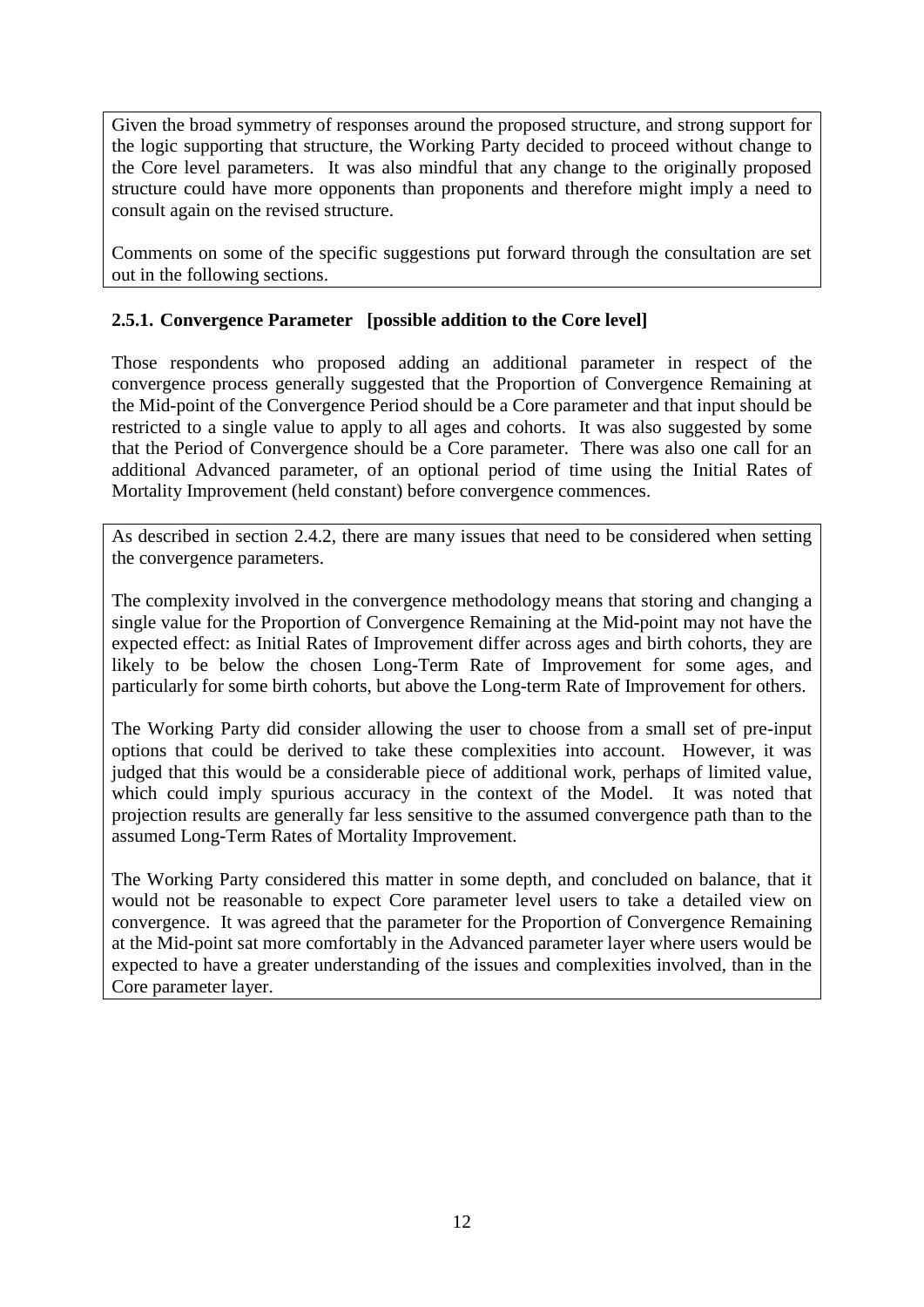Given the broad symmetry of responses around the proposed structure, and strong support for the logic supporting that structure, the Working Party decided to proceed without change to the Core level parameters. It was also mindful that any change to the originally proposed structure could have more opponents than proponents and therefore might imply a need to consult again on the revised structure.

Comments on some of the specific suggestions put forward through the consultation are set out in the following sections.

### 2.5.1. Convergence Parameter [possible addition to the Core level]

Those respondents who proposed adding an additional parameter in respect of the convergence process generally suggested that the Proportion of Convergence Remaining at the Mid-point of the Convergence Period should be a Core parameter and that input should be restricted to a single value to apply to all ages and cohorts. It was also suggested by some that the Period of Convergence should be a Core parameter. There was also one call for an additional Advanced parameter, of an optional period of time using the Initial Rates of Mortality Improvement (held constant) before convergence commences.

As described in section 2.4.2, there are many issues that need to be considered when setting the convergence parameters.

The complexity involved in the convergence methodology means that storing and changing a single value for the Proportion of Convergence Remaining at the Mid-point may not have the expected effect: as Initial Rates of Improvement differ across ages and birth cohorts, they are likely to be below the chosen Long-Term Rate of Improvement for some ages, and particularly for some birth cohorts, but above the Long-term Rate of Improvement for others.

The Working Party did consider allowing the user to choose from a small set of pre-input options that could be derived to take these complexities into account. However, it was judged that this would be a considerable piece of additional work, perhaps of limited value, which could imply spurious accuracy in the context of the Model. It was noted that projection results are generally far less sensitive to the assumed convergence path than to the assumed Long-Term Rates of Mortality Improvement.

The Working Party considered this matter in some depth, and concluded on balance, that it would not be reasonable to expect Core parameter level users to take a detailed view on convergence. It was agreed that the parameter for the Proportion of Convergence Remaining at the Mid-point sat more comfortably in the Advanced parameter layer where users would be expected to have a greater understanding of the issues and complexities involved, than in the Core parameter layer.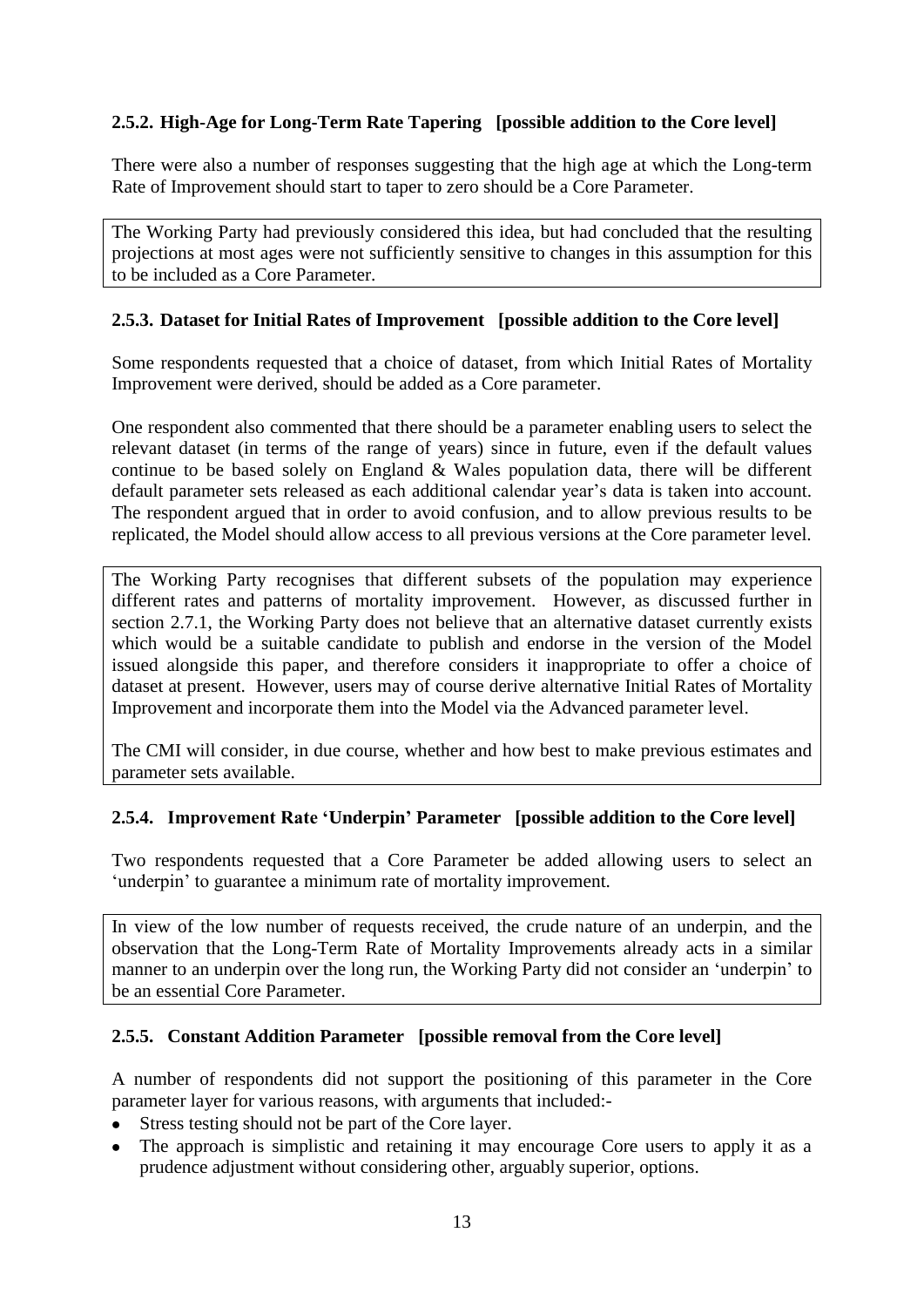### 2.5.2. High-Age for Long-Term Rate Tapering [possible addition to the Core level]

There were also a number of responses suggesting that the high age at which the Long-term Rate of Improvement should start to taper to zero should be a Core Parameter.

The Working Party had previously considered this idea, but had concluded that the resulting projections at most ages were not sufficiently sensitive to changes in this assumption for this to be included as a Core Parameter.

### 2.5.3. Dataset for Initial Rates of Improvement [possible addition to the Core level]

Some respondents requested that a choice of dataset, from which Initial Rates of Mortality Improvement were derived, should be added as a Core parameter.

One respondent also commented that there should be a parameter enabling users to select the relevant dataset (in terms of the range of years) since in future, even if the default values continue to be based solely on England & Wales population data, there will be different default parameter sets released as each additional calendar year's data is taken into account. The respondent argued that in order to avoid confusion, and to allow previous results to be replicated, the Model should allow access to all previous versions at the Core parameter level.

The Working Party recognises that different subsets of the population may experience different rates and patterns of mortality improvement. However, as discussed further in section 2.7.1, the Working Party does not believe that an alternative dataset currently exists which would be a suitable candidate to publish and endorse in the version of the Model issued alongside this paper, and therefore considers it inappropriate to offer a choice of dataset at present. However, users may of course derive alternative Initial Rates of Mortality Improvement and incorporate them into the Model via the Advanced parameter level.

The CMI will consider, in due course, whether and how best to make previous estimates and parameter sets available.

### 2.5.4. Improvement Rate 'Underpin' Parameter [possible addition to the Core level]

Two respondents requested that a Core Parameter be added allowing users to select an 'underpin' to guarantee a minimum rate of mortality improvement.

In view of the low number of requests received, the crude nature of an underpin, and the observation that the Long-Term Rate of Mortality Improvements already acts in a similar manner to an underpin over the long run, the Working Party did not consider an 'underpin' to be an essential Core Parameter.

### 2.5.5. Constant Addition Parameter [possible removal from the Core level]

A number of respondents did not support the positioning of this parameter in the Core parameter layer for various reasons, with arguments that included:-

- Stress testing should not be part of the Core layer.
- The approach is simplistic and retaining it may encourage Core users to apply it as a prudence adjustment without considering other, arguably superior, options.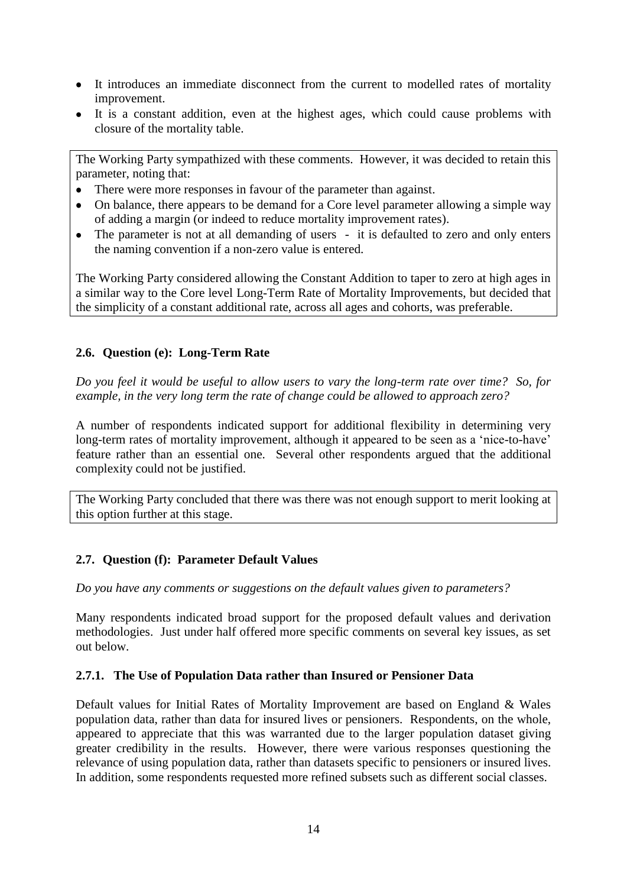- It introduces an immediate disconnect from the current to modelled rates of mortality improvement.
- It is a constant addition, even at the highest ages, which could cause problems with closure of the mortality table.

The Working Party sympathized with these comments. However, it was decided to retain this parameter, noting that:

- There were more responses in favour of the parameter than against.
- On balance, there appears to be demand for a Core level parameter allowing a simple way of adding a margin (or indeed to reduce mortality improvement rates).
- The parameter is not at all demanding of users - it is defaulted to zero and only enters the naming convention if a non-zero value is entered.

The Working Party considered allowing the Constant Addition to taper to zero at high ages in a similar way to the Core level Long-Term Rate of Mortality Improvements, but decided that the simplicity of a constant additional rate, across all ages and cohorts, was preferable.

### 2.6. Question (e): Long-Term Rate

*Do you feel it would be useful to allow users to vary the long-term rate over time? So, for example, in the very long term the rate of change could be allowed to approach zero?*

A number of respondents indicated support for additional flexibility in determining very long-term rates of mortality improvement, although it appeared to be seen as a 'nice-to-have' feature rather than an essential one. Several other respondents argued that the additional complexity could not be justified.

The Working Party concluded that there was there was not enough support to merit looking at this option further at this stage.

### 2.7. Question (f): Parameter Default Values

*Do you have any comments or suggestions on the default values given to parameters?*

Many respondents indicated broad support for the proposed default values and derivation methodologies. Just under half offered more specific comments on several key issues, as set out below.

#### 2.7.1. The Use of Population Data rather than Insured or Pensioner Data

Default values for Initial Rates of Mortality Improvement are based on England & Wales population data, rather than data for insured lives or pensioners. Respondents, on the whole, appeared to appreciate that this was warranted due to the larger population dataset giving greater credibility in the results. However, there were various responses questioning the relevance of using population data, rather than datasets specific to pensioners or insured lives. In addition, some respondents requested more refined subsets such as different social classes.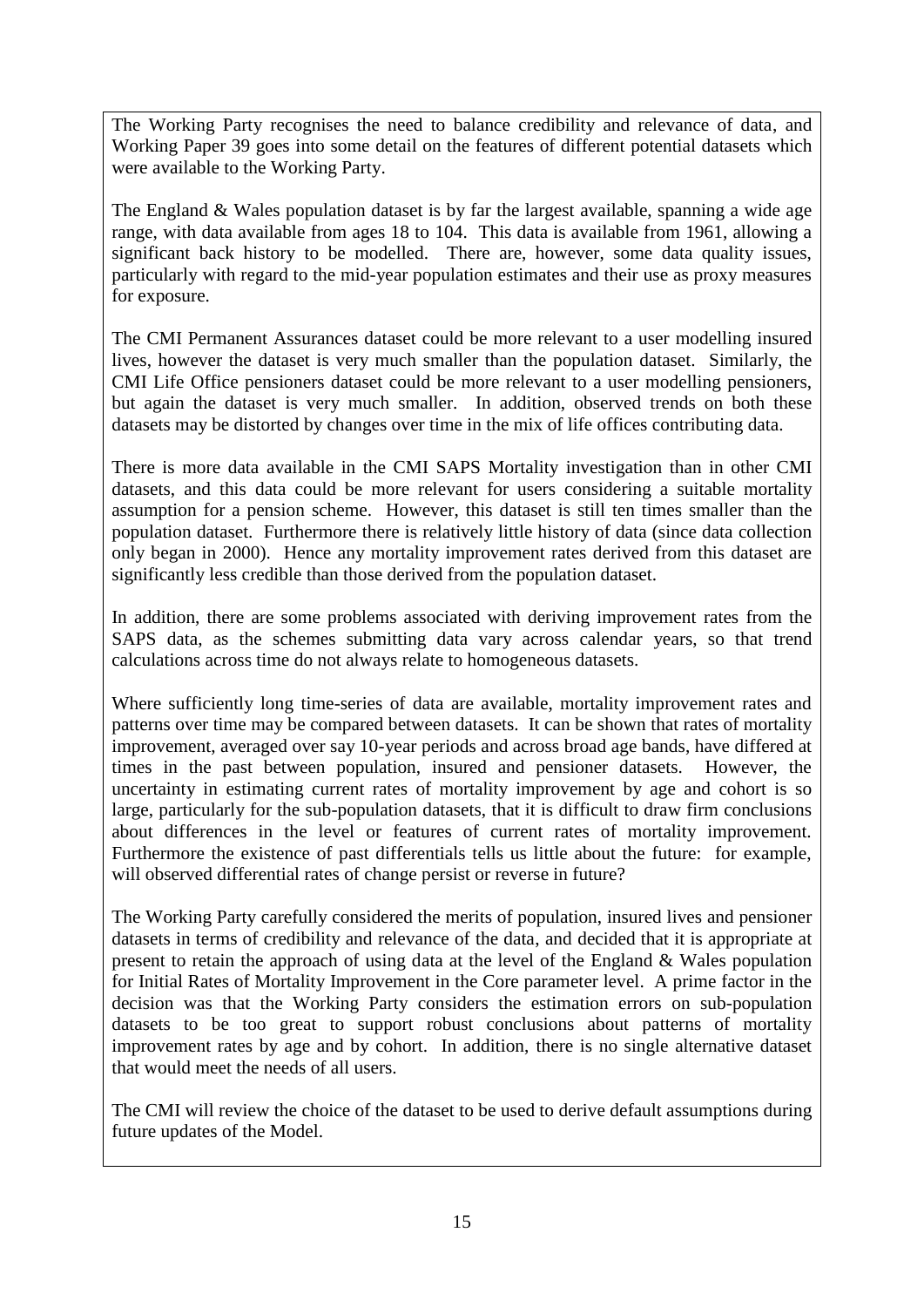The Working Party recognises the need to balance credibility and relevance of data, and Working Paper 39 goes into some detail on the features of different potential datasets which were available to the Working Party.

The England & Wales population dataset is by far the largest available, spanning a wide age range, with data available from ages 18 to 104. This data is available from 1961, allowing a significant back history to be modelled. There are, however, some data quality issues, particularly with regard to the mid-year population estimates and their use as proxy measures for exposure.

The CMI Permanent Assurances dataset could be more relevant to a user modelling insured lives, however the dataset is very much smaller than the population dataset. Similarly, the CMI Life Office pensioners dataset could be more relevant to a user modelling pensioners, but again the dataset is very much smaller. In addition, observed trends on both these datasets may be distorted by changes over time in the mix of life offices contributing data.

There is more data available in the CMI SAPS Mortality investigation than in other CMI datasets, and this data could be more relevant for users considering a suitable mortality assumption for a pension scheme. However, this dataset is still ten times smaller than the population dataset. Furthermore there is relatively little history of data (since data collection only began in 2000). Hence any mortality improvement rates derived from this dataset are significantly less credible than those derived from the population dataset.

In addition, there are some problems associated with deriving improvement rates from the SAPS data, as the schemes submitting data vary across calendar years, so that trend calculations across time do not always relate to homogeneous datasets.

Where sufficiently long time-series of data are available, mortality improvement rates and patterns over time may be compared between datasets. It can be shown that rates of mortality improvement, averaged over say 10-year periods and across broad age bands, have differed at times in the past between population, insured and pensioner datasets. However, the uncertainty in estimating current rates of mortality improvement by age and cohort is so large, particularly for the sub-population datasets, that it is difficult to draw firm conclusions about differences in the level or features of current rates of mortality improvement. Furthermore the existence of past differentials tells us little about the future: for example, will observed differential rates of change persist or reverse in future?

The Working Party carefully considered the merits of population, insured lives and pensioner datasets in terms of credibility and relevance of the data, and decided that it is appropriate at present to retain the approach of using data at the level of the England & Wales population for Initial Rates of Mortality Improvement in the Core parameter level. A prime factor in the decision was that the Working Party considers the estimation errors on sub-population datasets to be too great to support robust conclusions about patterns of mortality improvement rates by age and by cohort. In addition, there is no single alternative dataset that would meet the needs of all users.

The CMI will review the choice of the dataset to be used to derive default assumptions during future updates of the Model.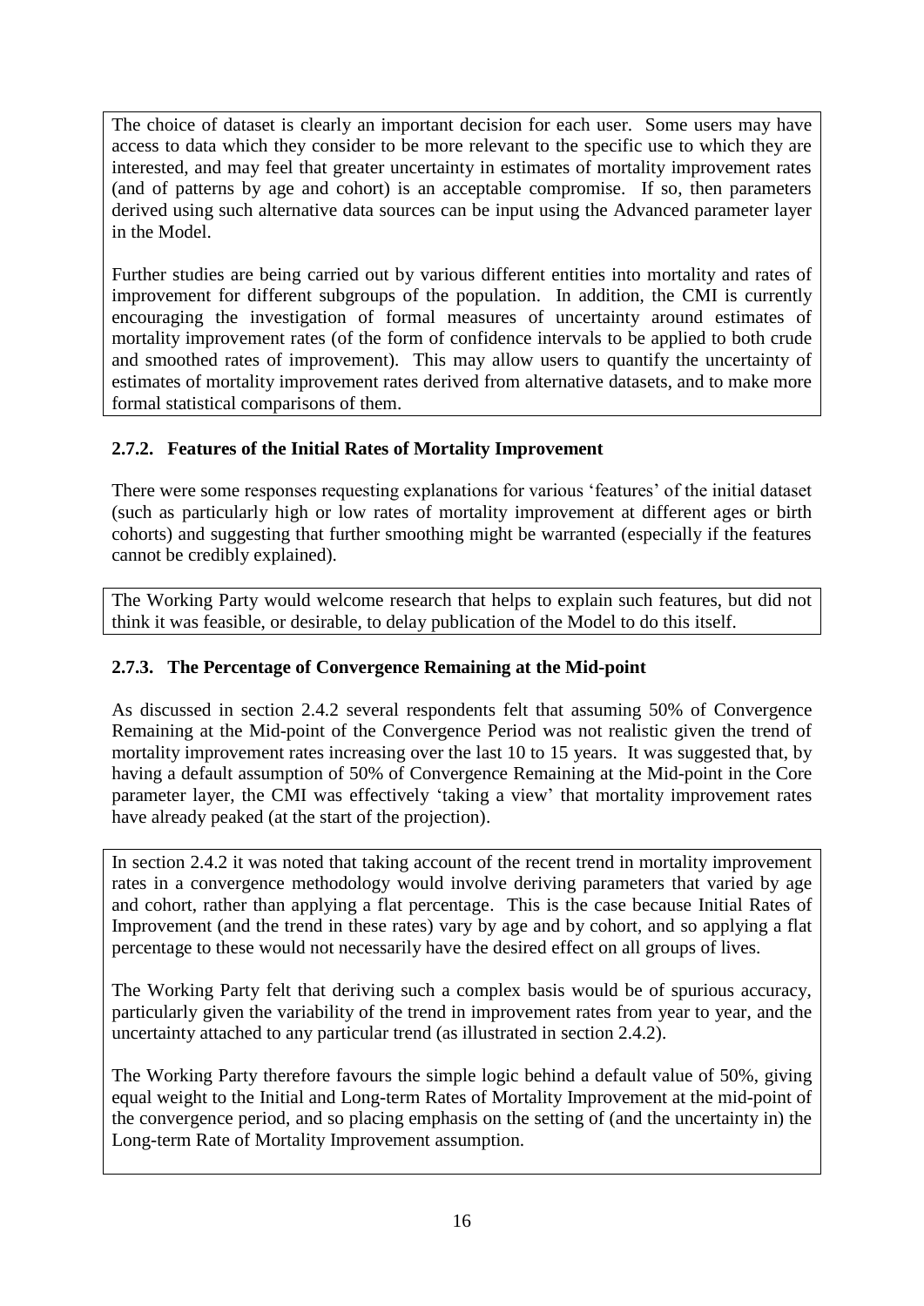The choice of dataset is clearly an important decision for each user. Some users may have access to data which they consider to be more relevant to the specific use to which they are interested, and may feel that greater uncertainty in estimates of mortality improvement rates (and of patterns by age and cohort) is an acceptable compromise. If so, then parameters derived using such alternative data sources can be input using the Advanced parameter layer in the Model.

Further studies are being carried out by various different entities into mortality and rates of improvement for different subgroups of the population. In addition, the CMI is currently encouraging the investigation of formal measures of uncertainty around estimates of mortality improvement rates (of the form of confidence intervals to be applied to both crude and smoothed rates of improvement). This may allow users to quantify the uncertainty of estimates of mortality improvement rates derived from alternative datasets, and to make more formal statistical comparisons of them.

### 2.7.2. Features of the Initial Rates of Mortality Improvement

There were some responses requesting explanations for various 'features' of the initial dataset (such as particularly high or low rates of mortality improvement at different ages or birth cohorts) and suggesting that further smoothing might be warranted (especially if the features cannot be credibly explained).

The Working Party would welcome research that helps to explain such features, but did not think it was feasible, or desirable, to delay publication of the Model to do this itself.

### 2.7.3. The Percentage of Convergence Remaining at the Mid-point

As discussed in section 2.4.2 several respondents felt that assuming 50% of Convergence Remaining at the Mid-point of the Convergence Period was not realistic given the trend of mortality improvement rates increasing over the last 10 to 15 years. It was suggested that, by having a default assumption of 50% of Convergence Remaining at the Mid-point in the Core parameter layer, the CMI was effectively 'taking a view' that mortality improvement rates have already peaked (at the start of the projection).

In section 2.4.2 it was noted that taking account of the recent trend in mortality improvement rates in a convergence methodology would involve deriving parameters that varied by age and cohort, rather than applying a flat percentage. This is the case because Initial Rates of Improvement (and the trend in these rates) vary by age and by cohort, and so applying a flat percentage to these would not necessarily have the desired effect on all groups of lives.

The Working Party felt that deriving such a complex basis would be of spurious accuracy, particularly given the variability of the trend in improvement rates from year to year, and the uncertainty attached to any particular trend (as illustrated in section 2.4.2).

The Working Party therefore favours the simple logic behind a default value of 50%, giving equal weight to the Initial and Long-term Rates of Mortality Improvement at the mid-point of the convergence period, and so placing emphasis on the setting of (and the uncertainty in) the Long-term Rate of Mortality Improvement assumption.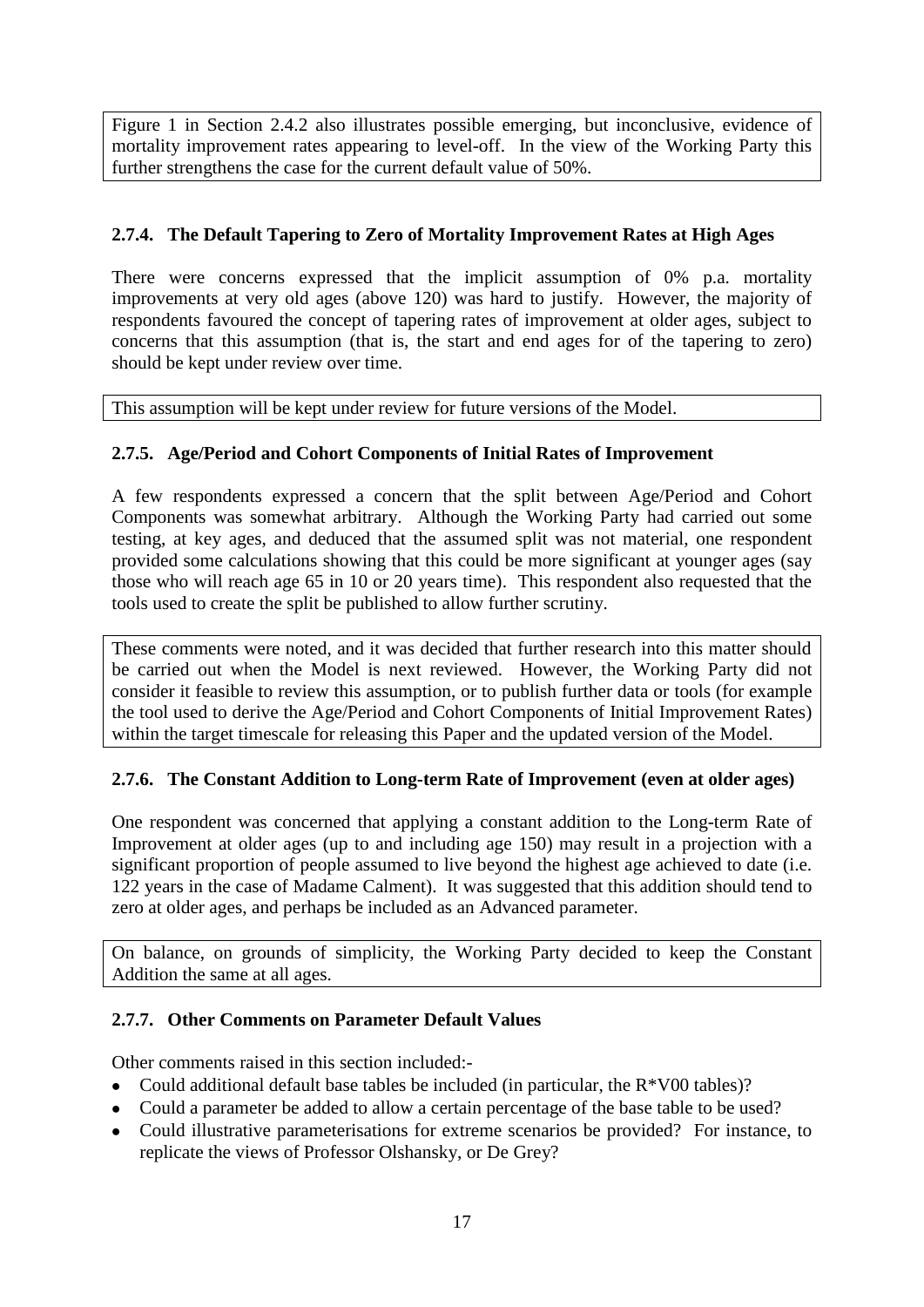Figure 1 in Section 2.4.2 also illustrates possible emerging, but inconclusive, evidence of mortality improvement rates appearing to level-off. In the view of the Working Party this further strengthens the case for the current default value of 50%.

### 2.7.4. The Default Tapering to Zero of Mortality Improvement Rates at High Ages

There were concerns expressed that the implicit assumption of 0% p.a. mortality improvements at very old ages (above 120) was hard to justify. However, the majority of respondents favoured the concept of tapering rates of improvement at older ages, subject to concerns that this assumption (that is, the start and end ages for of the tapering to zero) should be kept under review over time.

This assumption will be kept under review for future versions of the Model.

### 2.7.5. Age/Period and Cohort Components of Initial Rates of Improvement

A few respondents expressed a concern that the split between Age/Period and Cohort Components was somewhat arbitrary. Although the Working Party had carried out some testing, at key ages, and deduced that the assumed split was not material, one respondent provided some calculations showing that this could be more significant at younger ages (say those who will reach age 65 in 10 or 20 years time). This respondent also requested that the tools used to create the split be published to allow further scrutiny.

These comments were noted, and it was decided that further research into this matter should be carried out when the Model is next reviewed. However, the Working Party did not consider it feasible to review this assumption, or to publish further data or tools (for example the tool used to derive the Age/Period and Cohort Components of Initial Improvement Rates) within the target timescale for releasing this Paper and the updated version of the Model.

### 2.7.6. The Constant Addition to Long-term Rate of Improvement (even at older ages)

One respondent was concerned that applying a constant addition to the Long-term Rate of Improvement at older ages (up to and including age 150) may result in a projection with a significant proportion of people assumed to live beyond the highest age achieved to date (i.e. 122 years in the case of Madame Calment). It was suggested that this addition should tend to zero at older ages, and perhaps be included as an Advanced parameter.

On balance, on grounds of simplicity, the Working Party decided to keep the Constant Addition the same at all ages.

### 2.7.7. Other Comments on Parameter Default Values

Other comments raised in this section included:-

- Could additional default base tables be included (in particular, the R*V00 tables)?
- Could a parameter be added to allow a certain percentage of the base table to be used?
- Could illustrative parameterisations for extreme scenarios be provided? For instance, to replicate the views of Professor Olshansky, or De Grey?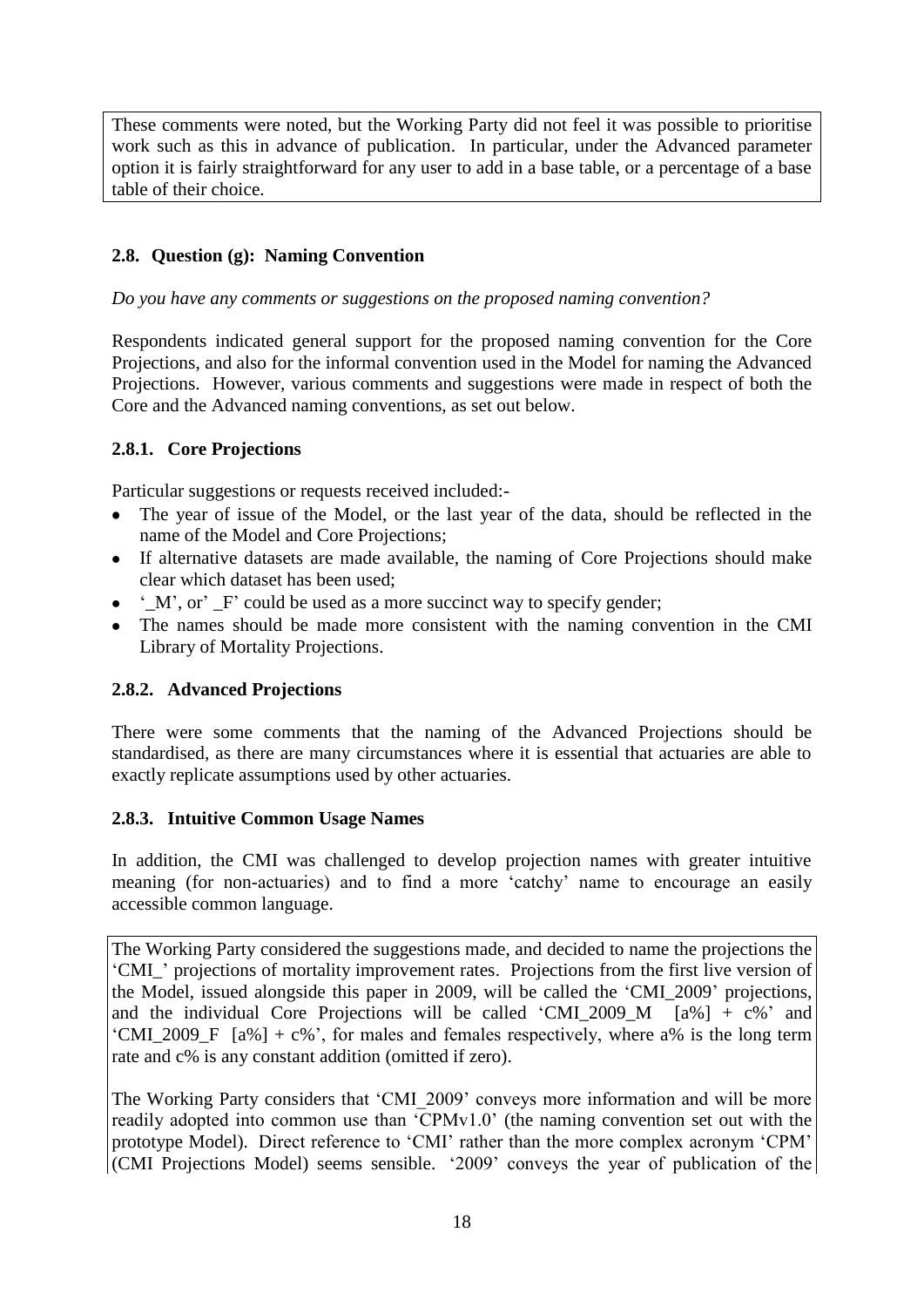These comments were noted, but the Working Party did not feel it was possible to prioritise work such as this in advance of publication. In particular, under the Advanced parameter option it is fairly straightforward for any user to add in a base table, or a percentage of a base table of their choice.

## 2.8. Question (g): Naming Convention

*Do you have any comments or suggestions on the proposed naming convention?*

Respondents indicated general support for the proposed naming convention for the Core Projections, and also for the informal convention used in the Model for naming the Advanced Projections. However, various comments and suggestions were made in respect of both the Core and the Advanced naming conventions, as set out below.

### 2.8.1. Core Projections

Particular suggestions or requests received included:-

- The year of issue of the Model, or the last year of the data, should be reflected in the name of the Model and Core Projections;
- If alternative datasets are made available, the naming of Core Projections should make clear which dataset has been used;
- '_M', or' _F' could be used as a more succinct way to specify gender;
- The names should be made more consistent with the naming convention in the CMI Library of Mortality Projections.

### 2.8.2. Advanced Projections

There were some comments that the naming of the Advanced Projections should be standardised, as there are many circumstances where it is essential that actuaries are able to exactly replicate assumptions used by other actuaries.

### 2.8.3. Intuitive Common Usage Names

In addition, the CMI was challenged to develop projection names with greater intuitive meaning (for non-actuaries) and to find a more 'catchy' name to encourage an easily accessible common language.

The Working Party considered the suggestions made, and decided to name the projections the 'CMI_' projections of mortality improvement rates. Projections from the first live version of the Model, issued alongside this paper in 2009, will be called the 'CMI_2009' projections, and the individual Core Projections will be called 'CMI_2009_M [a%] + c%' and 'CMI_2009_F [a%] + c%', for males and females respectively, where a% is the long term rate and c% is any constant addition (omitted if zero).

The Working Party considers that 'CMI_2009' conveys more information and will be more readily adopted into common use than 'CPMv1.0' (the naming convention set out with the prototype Model). Direct reference to 'CMI' rather than the more complex acronym 'CPM' (CMI Projections Model) seems sensible. '2009' conveys the year of publication of the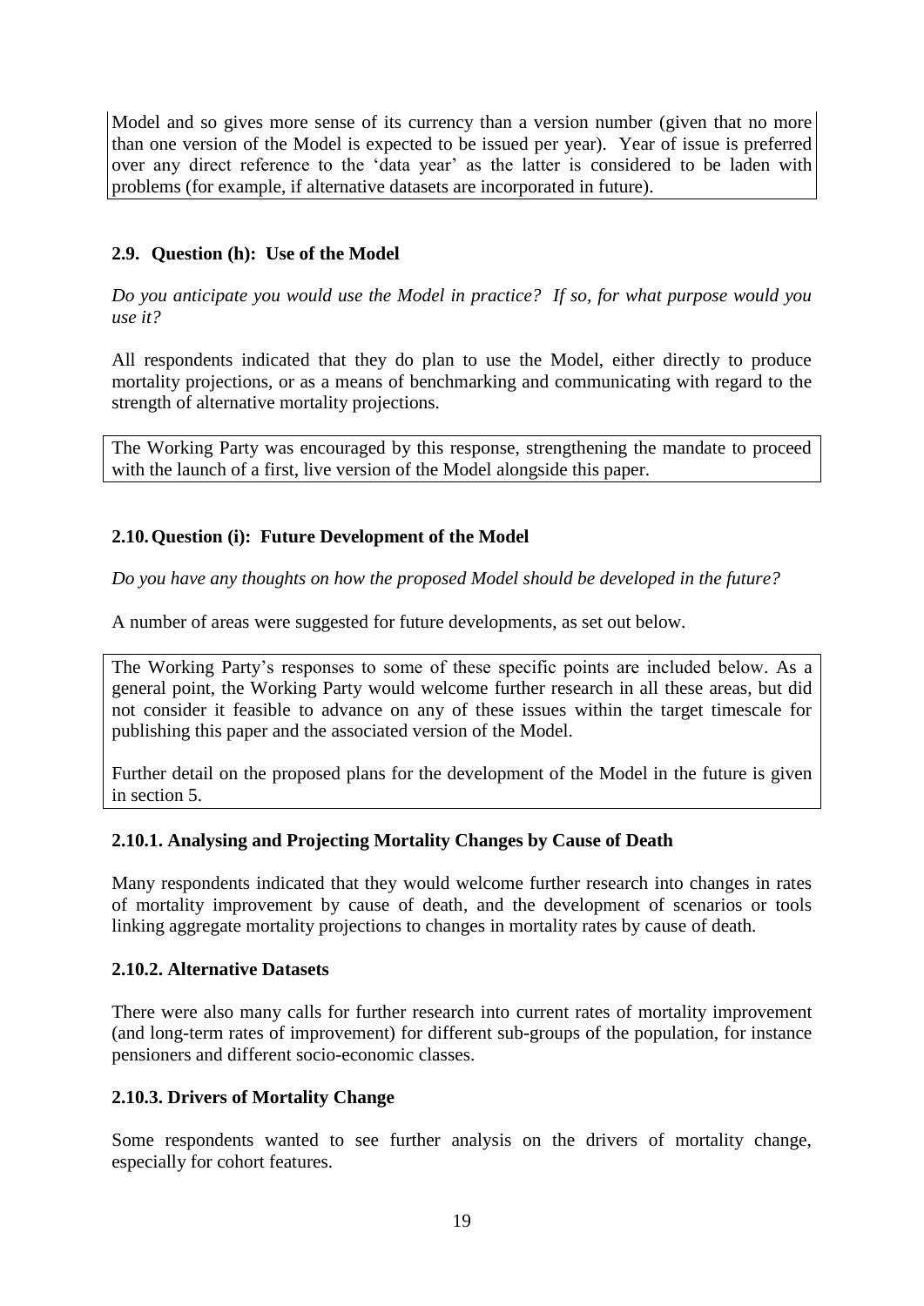Model and so gives more sense of its currency than a version number (given that no more than one version of the Model is expected to be issued per year). Year of issue is preferred over any direct reference to the 'data year' as the latter is considered to be laden with problems (for example, if alternative datasets are incorporated in future).

### 2.9. Question (h): Use of the Model

*Do you anticipate you would use the Model in practice? If so, for what purpose would you use it?*

All respondents indicated that they do plan to use the Model, either directly to produce mortality projections, or as a means of benchmarking and communicating with regard to the strength of alternative mortality projections.

The Working Party was encouraged by this response, strengthening the mandate to proceed with the launch of a first, live version of the Model alongside this paper.

### 2.10. Question (i): Future Development of the Model

*Do you have any thoughts on how the proposed Model should be developed in the future?*

A number of areas were suggested for future developments, as set out below.

The Working Party's responses to some of these specific points are included below. As a general point, the Working Party would welcome further research in all these areas, but did not consider it feasible to advance on any of these issues within the target timescale for publishing this paper and the associated version of the Model.

Further detail on the proposed plans for the development of the Model in the future is given in section 5.

#### 2.10.1. Analysing and Projecting Mortality Changes by Cause of Death

Many respondents indicated that they would welcome further research into changes in rates of mortality improvement by cause of death, and the development of scenarios or tools linking aggregate mortality projections to changes in mortality rates by cause of death.

#### 2.10.2. Alternative Datasets

There were also many calls for further research into current rates of mortality improvement (and long-term rates of improvement) for different sub-groups of the population, for instance pensioners and different socio-economic classes.

#### 2.10.3. Drivers of Mortality Change

Some respondents wanted to see further analysis on the drivers of mortality change, especially for cohort features.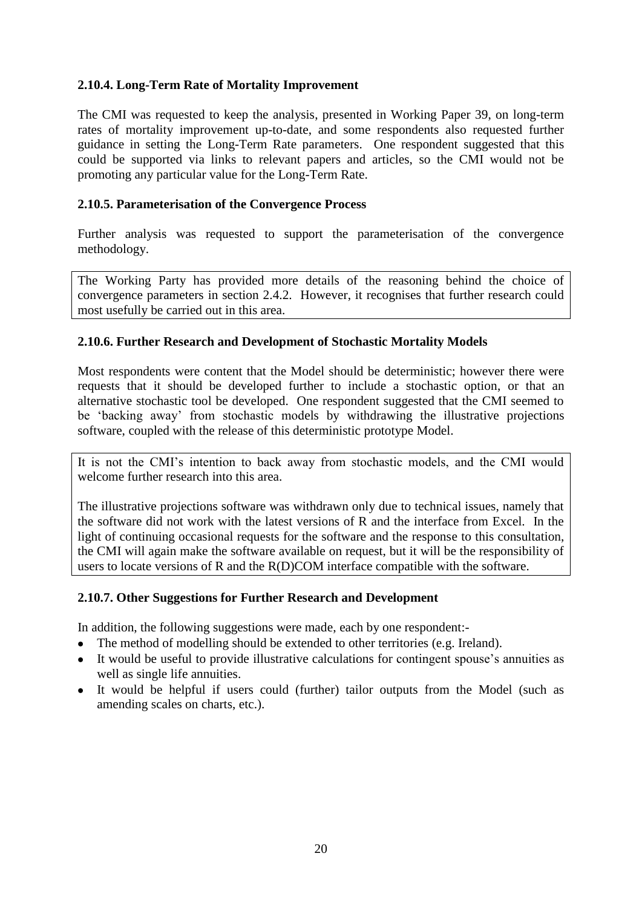#### 2.10.4. Long-Term Rate of Mortality Improvement

The CMI was requested to keep the analysis, presented in Working Paper 39, on long-term rates of mortality improvement up-to-date, and some respondents also requested further guidance in setting the Long-Term Rate parameters. One respondent suggested that this could be supported via links to relevant papers and articles, so the CMI would not be promoting any particular value for the Long-Term Rate.

#### 2.10.5. Parameterisation of the Convergence Process

Further analysis was requested to support the parameterisation of the convergence methodology.

> The Working Party has provided more details of the reasoning behind the choice of convergence parameters in section 2.4.2. However, it recognises that further research could most usefully be carried out in this area.

#### 2.10.6. Further Research and Development of Stochastic Mortality Models

Most respondents were content that the Model should be deterministic; however there were requests that it should be developed further to include a stochastic option, or that an alternative stochastic tool be developed. One respondent suggested that the CMI seemed to be 'backing away' from stochastic models by withdrawing the illustrative projections software, coupled with the release of this deterministic prototype Model.

> It is not the CMI's intention to back away from stochastic models, and the CMI would welcome further research into this area.
>
> The illustrative projections software was withdrawn only due to technical issues, namely that the software did not work with the latest versions of R and the interface from Excel. In the light of continuing occasional requests for the software and the response to this consultation, the CMI will again make the software available on request, but it will be the responsibility of users to locate versions of R and the R(D)COM interface compatible with the software.

#### 2.10.7. Other Suggestions for Further Research and Development

In addition, the following suggestions were made, each by one respondent:-

- The method of modelling should be extended to other territories (e.g. Ireland).
- It would be useful to provide illustrative calculations for contingent spouse's annuities as well as single life annuities.
- It would be helpful if users could (further) tailor outputs from the Model (such as amending scales on charts, etc.).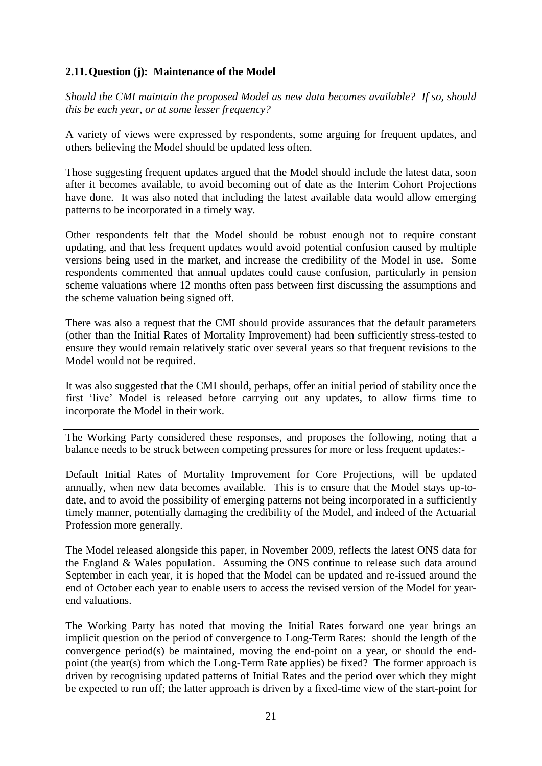## 2.11. Question (j): Maintenance of the Model

*Should the CMI maintain the proposed Model as new data becomes available? If so, should this be each year, or at some lesser frequency?*

A variety of views were expressed by respondents, some arguing for frequent updates, and others believing the Model should be updated less often.

Those suggesting frequent updates argued that the Model should include the latest data, soon after it becomes available, to avoid becoming out of date as the Interim Cohort Projections have done. It was also noted that including the latest available data would allow emerging patterns to be incorporated in a timely way.

Other respondents felt that the Model should be robust enough not to require constant updating, and that less frequent updates would avoid potential confusion caused by multiple versions being used in the market, and increase the credibility of the Model in use. Some respondents commented that annual updates could cause confusion, particularly in pension scheme valuations where 12 months often pass between first discussing the assumptions and the scheme valuation being signed off.

There was also a request that the CMI should provide assurances that the default parameters (other than the Initial Rates of Mortality Improvement) had been sufficiently stress-tested to ensure they would remain relatively static over several years so that frequent revisions to the Model would not be required.

It was also suggested that the CMI should, perhaps, offer an initial period of stability once the first 'live' Model is released before carrying out any updates, to allow firms time to incorporate the Model in their work.

The Working Party considered these responses, and proposes the following, noting that a balance needs to be struck between competing pressures for more or less frequent updates:-

Default Initial Rates of Mortality Improvement for Core Projections, will be updated annually, when new data becomes available. This is to ensure that the Model stays up-to-date, and to avoid the possibility of emerging patterns not being incorporated in a sufficiently timely manner, potentially damaging the credibility of the Model, and indeed of the Actuarial Profession more generally.

The Model released alongside this paper, in November 2009, reflects the latest ONS data for the England & Wales population. Assuming the ONS continue to release such data around September in each year, it is hoped that the Model can be updated and re-issued around the end of October each year to enable users to access the revised version of the Model for year-end valuations.

The Working Party has noted that moving the Initial Rates forward one year brings an implicit question on the period of convergence to Long-Term Rates: should the length of the convergence period(s) be maintained, moving the end-point on a year, or should the end-point (the year(s) from which the Long-Term Rate applies) be fixed? The former approach is driven by recognising updated patterns of Initial Rates and the period over which they might be expected to run off; the latter approach is driven by a fixed-time view of the start-point for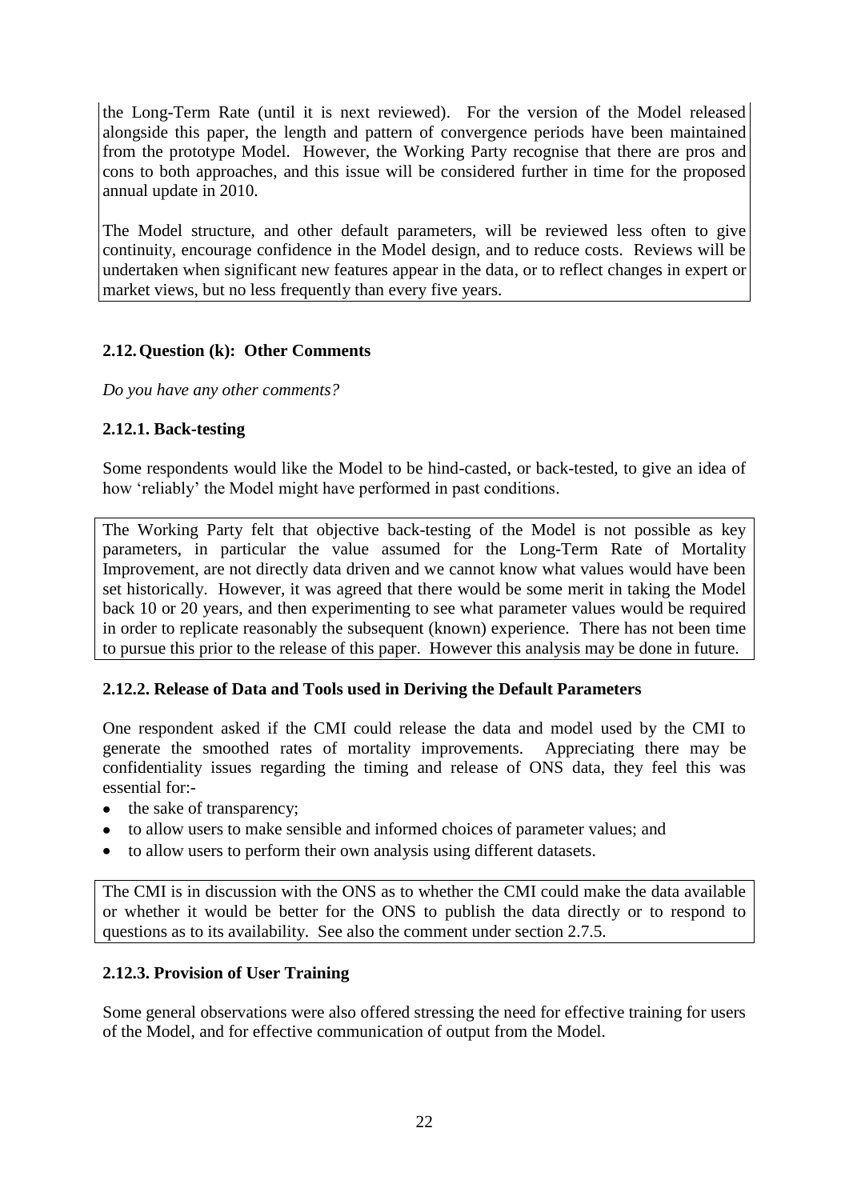the Long-Term Rate (until it is next reviewed). For the version of the Model released alongside this paper, the length and pattern of convergence periods have been maintained from the prototype Model. However, the Working Party recognise that there are pros and cons to both approaches, and this issue will be considered further in time for the proposed annual update in 2010.

The Model structure, and other default parameters, will be reviewed less often to give continuity, encourage confidence in the Model design, and to reduce costs. Reviews will be undertaken when significant new features appear in the data, or to reflect changes in expert or market views, but no less frequently than every five years.

## 2.12. Question (k): Other Comments

*Do you have any other comments?*

### 2.12.1. Back-testing

Some respondents would like the Model to be hind-casted, or back-tested, to give an idea of how 'reliably' the Model might have performed in past conditions.

The Working Party felt that objective back-testing of the Model is not possible as key parameters, in particular the value assumed for the Long-Term Rate of Mortality Improvement, are not directly data driven and we cannot know what values would have been set historically. However, it was agreed that there would be some merit in taking the Model back 10 or 20 years, and then experimenting to see what parameter values would be required in order to replicate reasonably the subsequent (known) experience. There has not been time to pursue this prior to the release of this paper. However this analysis may be done in future.

### 2.12.2. Release of Data and Tools used in Deriving the Default Parameters

One respondent asked if the CMI could release the data and model used by the CMI to generate the smoothed rates of mortality improvements. Appreciating there may be confidentiality issues regarding the timing and release of ONS data, they feel this was essential for:-

- the sake of transparency;
- to allow users to make sensible and informed choices of parameter values; and
- to allow users to perform their own analysis using different datasets.

The CMI is in discussion with the ONS as to whether the CMI could make the data available or whether it would be better for the ONS to publish the data directly or to respond to questions as to its availability. See also the comment under section 2.7.5.

### 2.12.3. Provision of User Training

Some general observations were also offered stressing the need for effective training for users of the Model, and for effective communication of output from the Model.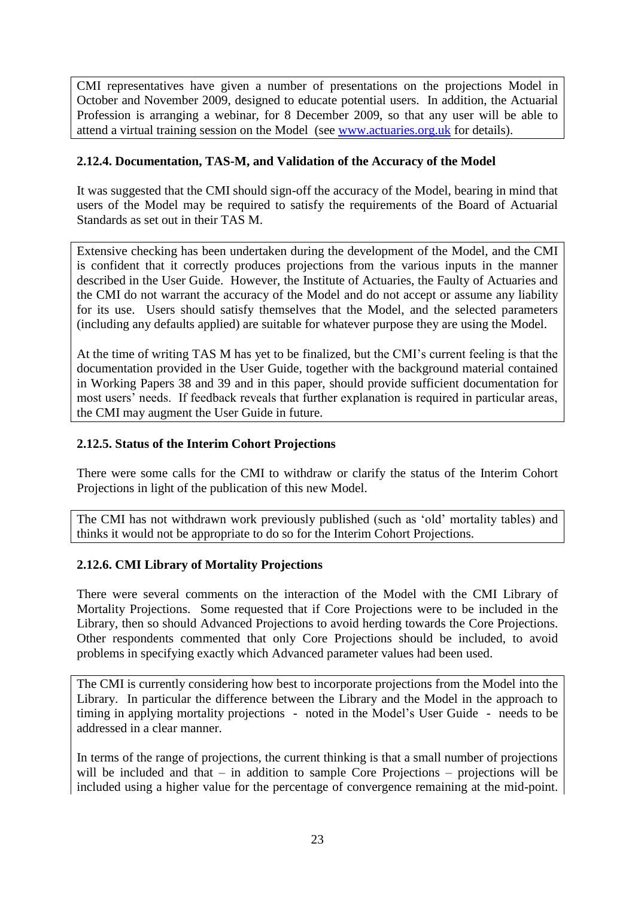CMI representatives have given a number of presentations on the projections Model in October and November 2009, designed to educate potential users. In addition, the Actuarial Profession is arranging a webinar, for 8 December 2009, so that any user will be able to attend a virtual training session on the Model (see [www.actuaries.org.uk](http://www.actuaries.org.uk) for details).

**2.12.4. Documentation, TAS-M, and Validation of the Accuracy of the Model**

It was suggested that the CMI should sign-off the accuracy of the Model, bearing in mind that users of the Model may be required to satisfy the requirements of the Board of Actuarial Standards as set out in their TAS M.

Extensive checking has been undertaken during the development of the Model, and the CMI is confident that it correctly produces projections from the various inputs in the manner described in the User Guide. However, the Institute of Actuaries, the Faculty of Actuaries and the CMI do not warrant the accuracy of the Model and do not accept or assume any liability for its use. Users should satisfy themselves that the Model, and the selected parameters (including any defaults applied) are suitable for whatever purpose they are using the Model.

At the time of writing TAS M has yet to be finalized, but the CMI's current feeling is that the documentation provided in the User Guide, together with the background material contained in Working Papers 38 and 39 and in this paper, should provide sufficient documentation for most users' needs. If feedback reveals that further explanation is required in particular areas, the CMI may augment the User Guide in future.

**2.12.5. Status of the Interim Cohort Projections**

There were some calls for the CMI to withdraw or clarify the status of the Interim Cohort Projections in light of the publication of this new Model.

The CMI has not withdrawn work previously published (such as 'old' mortality tables) and thinks it would not be appropriate to do so for the Interim Cohort Projections.

**2.12.6. CMI Library of Mortality Projections**

There were several comments on the interaction of the Model with the CMI Library of Mortality Projections. Some requested that if Core Projections were to be included in the Library, then so should Advanced Projections to avoid herding towards the Core Projections. Other respondents commented that only Core Projections should be included, to avoid problems in specifying exactly which Advanced parameter values had been used.

The CMI is currently considering how best to incorporate projections from the Model into the Library. In particular the difference between the Library and the Model in the approach to timing in applying mortality projections - noted in the Model's User Guide - needs to be addressed in a clear manner.

In terms of the range of projections, the current thinking is that a small number of projections will be included and that – in addition to sample Core Projections – projections will be included using a higher value for the percentage of convergence remaining at the mid-point.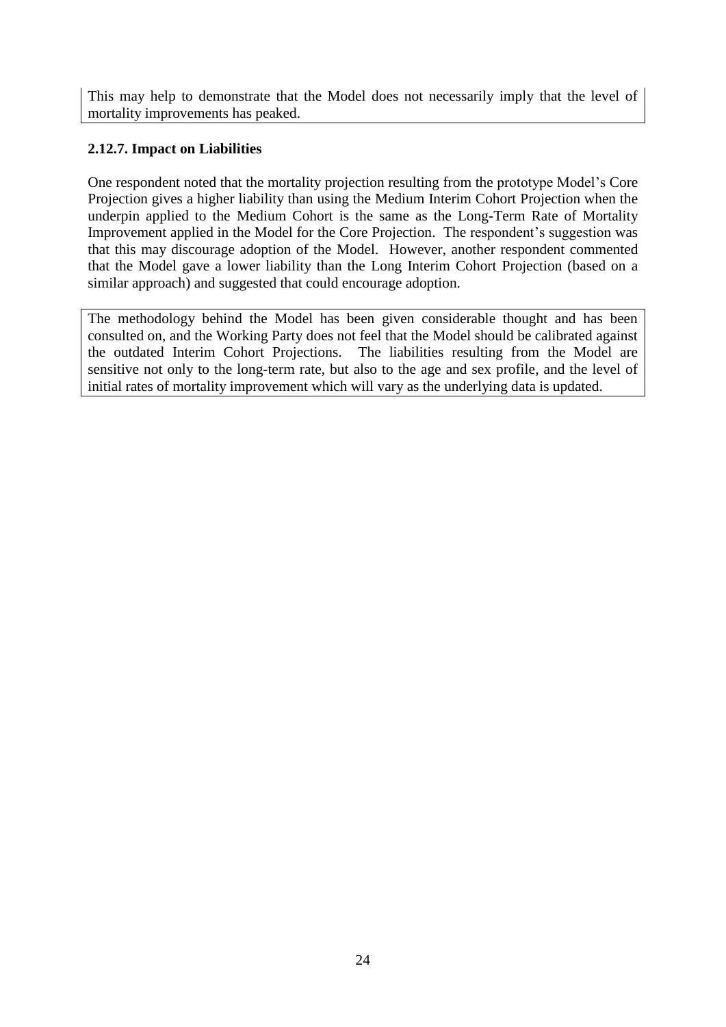This may help to demonstrate that the Model does not necessarily imply that the level of mortality improvements has peaked.

### 2.12.7. Impact on Liabilities

One respondent noted that the mortality projection resulting from the prototype Model's Core Projection gives a higher liability than using the Medium Interim Cohort Projection when the underpin applied to the Medium Cohort is the same as the Long-Term Rate of Mortality Improvement applied in the Model for the Core Projection. The respondent's suggestion was that this may discourage adoption of the Model. However, another respondent commented that the Model gave a lower liability than the Long Interim Cohort Projection (based on a similar approach) and suggested that could encourage adoption.

The methodology behind the Model has been given considerable thought and has been consulted on, and the Working Party does not feel that the Model should be calibrated against the outdated Interim Cohort Projections. The liabilities resulting from the Model are sensitive not only to the long-term rate, but also to the age and sex profile, and the level of initial rates of mortality improvement which will vary as the underlying data is updated.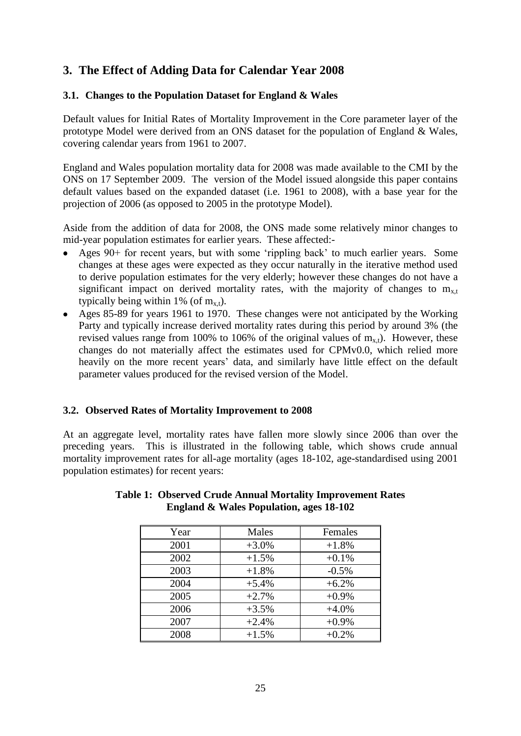## 3. The Effect of Adding Data for Calendar Year 2008

### 3.1. Changes to the Population Dataset for England & Wales

Default values for Initial Rates of Mortality Improvement in the Core parameter layer of the prototype Model were derived from an ONS dataset for the population of England & Wales, covering calendar years from 1961 to 2007.

England and Wales population mortality data for 2008 was made available to the CMI by the ONS on 17 September 2009. The version of the Model issued alongside this paper contains default values based on the expanded dataset (i.e. 1961 to 2008), with a base year for the projection of 2006 (as opposed to 2005 in the prototype Model).

Aside from the addition of data for 2008, the ONS made some relatively minor changes to mid-year population estimates for earlier years. These affected:-

- Ages 90+ for recent years, but with some 'rippling back' to much earlier years. Some changes at these ages were expected as they occur naturally in the iterative method used to derive population estimates for the very elderly; however these changes do not have a significant impact on derived mortality rates, with the majority of changes to $m_{x,t}$ typically being within 1% (of $m_{x,t}$).
- Ages 85-89 for years 1961 to 1970. These changes were not anticipated by the Working Party and typically increase derived mortality rates during this period by around 3% (the revised values range from 100% to 106% of the original values of $m_{x,t}$). However, these changes do not materially affect the estimates used for CPMv0.0, which relied more heavily on the more recent years' data, and similarly have little effect on the default parameter values produced for the revised version of the Model.

### 3.2. Observed Rates of Mortality Improvement to 2008

At an aggregate level, mortality rates have fallen more slowly since 2006 than over the preceding years. This is illustrated in the following table, which shows crude annual mortality improvement rates for all-age mortality (ages 18-102, age-standardised using 2001 population estimates) for recent years:

**Table 1: Observed Crude Annual Mortality Improvement Rates England & Wales Population, ages 18-102**

| Year | Males | Females |
|---|---|---|
| 2001 | +3.0% | +1.8% |
| 2002 | +1.5% | +0.1% |
| 2003 | +1.8% | -0.5% |
| 2004 | +5.4% | +6.2% |
| 2005 | +2.7% | +0.9% |
| 2006 | +3.5% | +4.0% |
| 2007 | +2.4% | +0.9% |
| 2008 | +1.5% | +0.2% |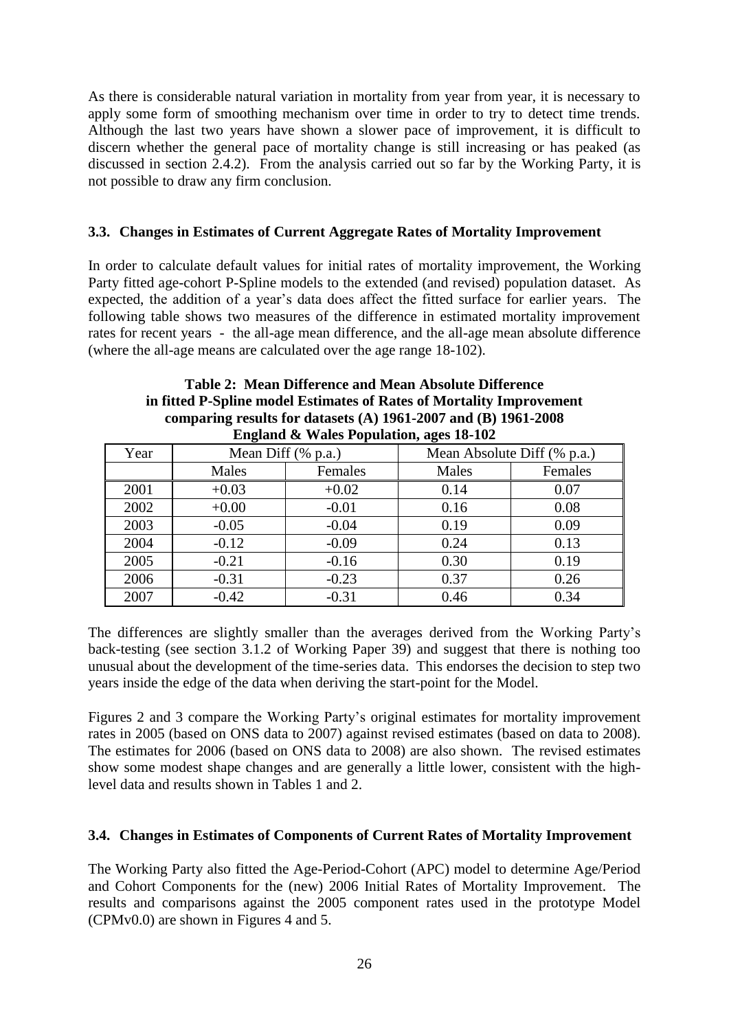As there is considerable natural variation in mortality from year from year, it is necessary to apply some form of smoothing mechanism over time in order to try to detect time trends. Although the last two years have shown a slower pace of improvement, it is difficult to discern whether the general pace of mortality change is still increasing or has peaked (as discussed in section 2.4.2). From the analysis carried out so far by the Working Party, it is not possible to draw any firm conclusion.

### 3.3. Changes in Estimates of Current Aggregate Rates of Mortality Improvement

In order to calculate default values for initial rates of mortality improvement, the Working Party fitted age-cohort P-Spline models to the extended (and revised) population dataset. As expected, the addition of a year's data does affect the fitted surface for earlier years. The following table shows two measures of the difference in estimated mortality improvement rates for recent years - the all-age mean difference, and the all-age mean absolute difference (where the all-age means are calculated over the age range 18-102).

**Table 2: Mean Difference and Mean Absolute Difference in fitted P-Spline model Estimates of Rates of Mortality Improvement comparing results for datasets (A) 1961-2007 and (B) 1961-2008 England & Wales Population, ages 18-102**

| Year | Mean Diff (% p.a.) | | Mean Absolute Diff (% p.a.) | |
|---|---|---|---|---|
| | Males | Females | Males | Females |
| 2001 | +0.03 | +0.02 | 0.14 | 0.07 |
| 2002 | +0.00 | -0.01 | 0.16 | 0.08 |
| 2003 | -0.05 | -0.04 | 0.19 | 0.09 |
| 2004 | -0.12 | -0.09 | 0.24 | 0.13 |
| 2005 | -0.21 | -0.16 | 0.30 | 0.19 |
| 2006 | -0.31 | -0.23 | 0.37 | 0.26 |
| 2007 | -0.42 | -0.31 | 0.46 | 0.34 |

The differences are slightly smaller than the averages derived from the Working Party's back-testing (see section 3.1.2 of Working Paper 39) and suggest that there is nothing too unusual about the development of the time-series data. This endorses the decision to step two years inside the edge of the data when deriving the start-point for the Model.

Figures 2 and 3 compare the Working Party's original estimates for mortality improvement rates in 2005 (based on ONS data to 2007) against revised estimates (based on data to 2008). The estimates for 2006 (based on ONS data to 2008) are also shown. The revised estimates show some modest shape changes and are generally a little lower, consistent with the high-level data and results shown in Tables 1 and 2.

### 3.4. Changes in Estimates of Components of Current Rates of Mortality Improvement

The Working Party also fitted the Age-Period-Cohort (APC) model to determine Age/Period and Cohort Components for the (new) 2006 Initial Rates of Mortality Improvement. The results and comparisons against the 2005 component rates used in the prototype Model (CPMv0.0) are shown in Figures 4 and 5.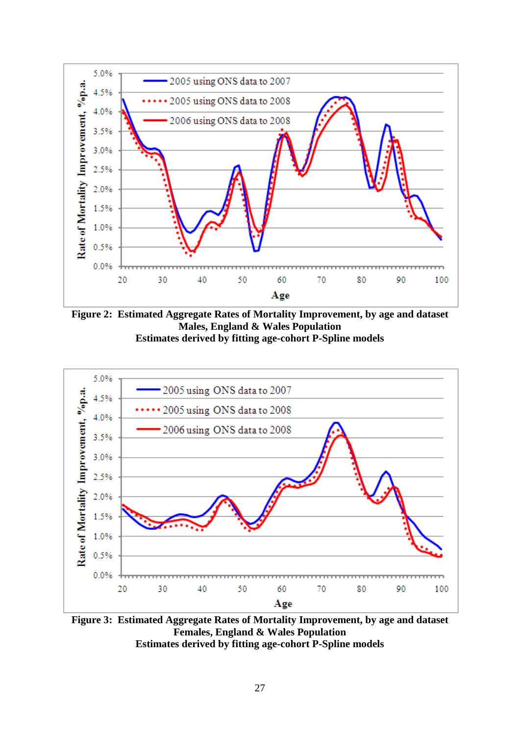**Figure 2: Estimated Aggregate Rates of Mortality Improvement, by age and dataset**
**Males, England & Wales Population**
**Estimates derived by fitting age-cohort P-Spline models**

**Figure 3: Estimated Aggregate Rates of Mortality Improvement, by age and dataset**
**Females, England & Wales Population**
**Estimates derived by fitting age-cohort P-Spline models**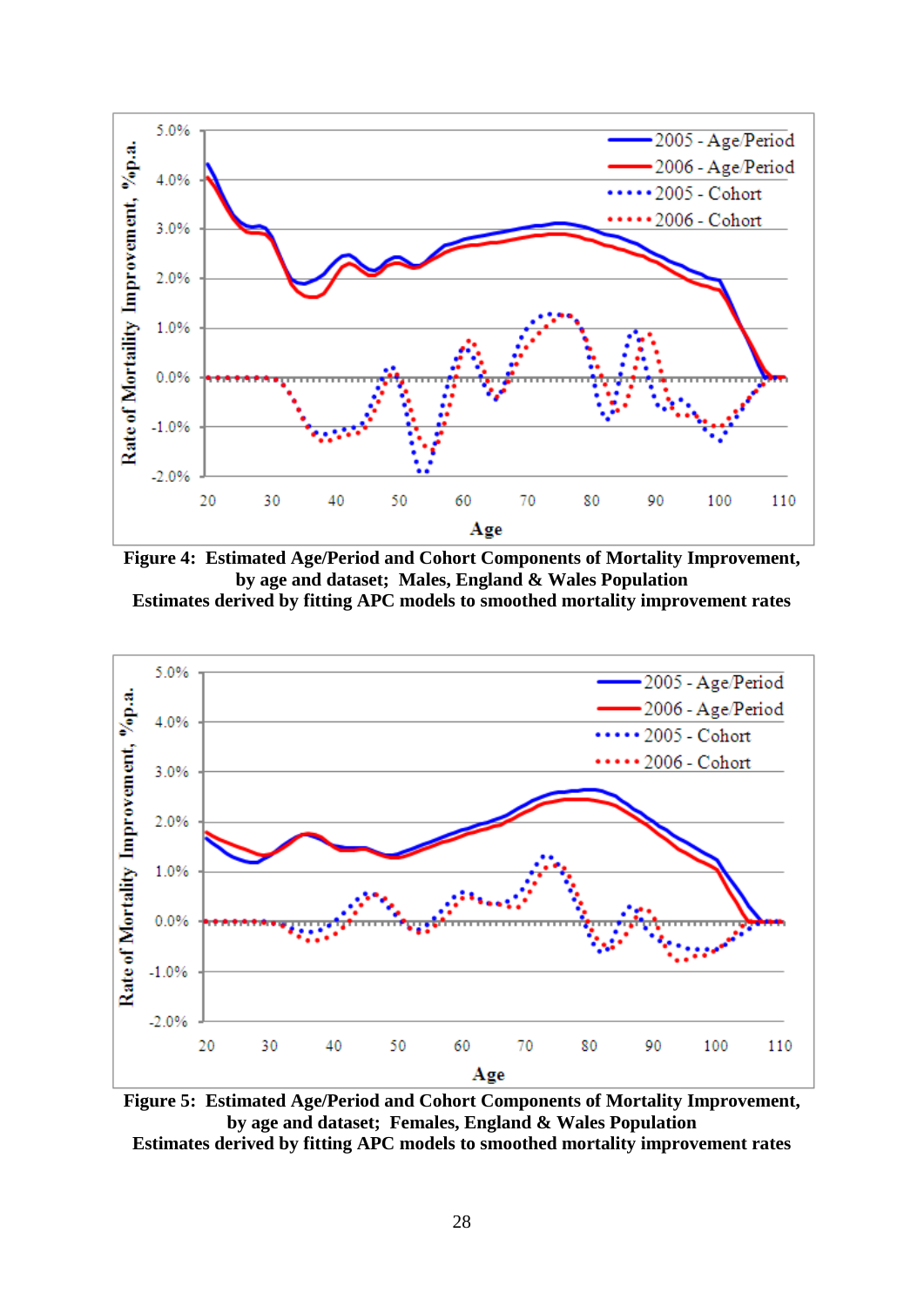**Figure 4: Estimated Age/Period and Cohort Components of Mortality Improvement, by age and dataset; Males, England & Wales Population**
**Estimates derived by fitting APC models to smoothed mortality improvement rates**

**Figure 5: Estimated Age/Period and Cohort Components of Mortality Improvement, by age and dataset; Females, England & Wales Population**
**Estimates derived by fitting APC models to smoothed mortality improvement rates**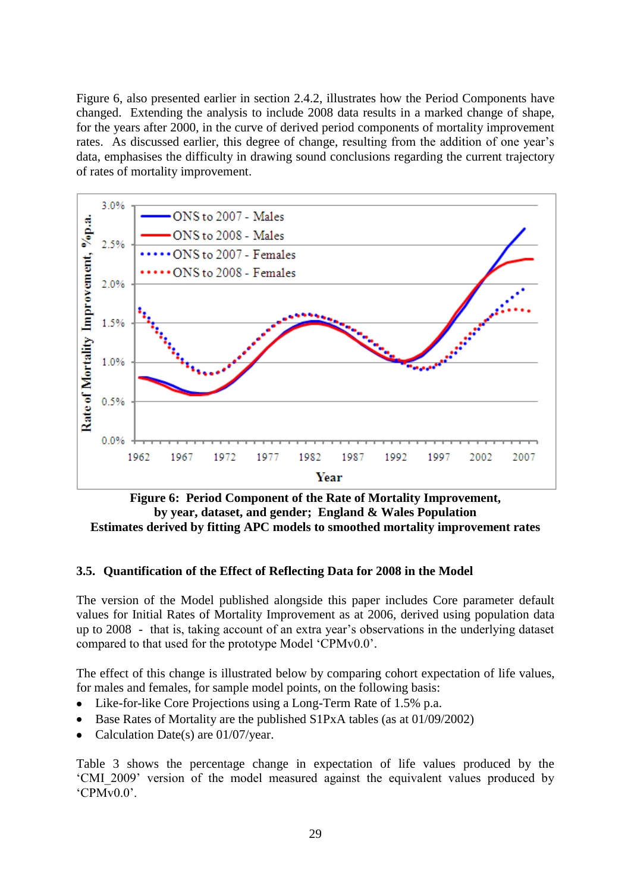Figure 6, also presented earlier in section 2.4.2, illustrates how the Period Components have changed. Extending the analysis to include 2008 data results in a marked change of shape, for the years after 2000, in the curve of derived period components of mortality improvement rates. As discussed earlier, this degree of change, resulting from the addition of one year's data, emphasises the difficulty in drawing sound conclusions regarding the current trajectory of rates of mortality improvement.

**Figure 6: Period Component of the Rate of Mortality Improvement, by year, dataset, and gender; England & Wales Population Estimates derived by fitting APC models to smoothed mortality improvement rates**

### 3.5. Quantification of the Effect of Reflecting Data for 2008 in the Model

The version of the Model published alongside this paper includes Core parameter default values for Initial Rates of Mortality Improvement as at 2006, derived using population data up to 2008 - that is, taking account of an extra year's observations in the underlying dataset compared to that used for the prototype Model 'CPMv0.0'.

The effect of this change is illustrated below by comparing cohort expectation of life values, for males and females, for sample model points, on the following basis:

- Like-for-like Core Projections using a Long-Term Rate of 1.5% p.a.
- Base Rates of Mortality are the published S1PxA tables (as at 01/09/2002)
- Calculation Date(s) are 01/07/year.

Table 3 shows the percentage change in expectation of life values produced by the 'CMI_2009' version of the model measured against the equivalent values produced by 'CPMv0.0'.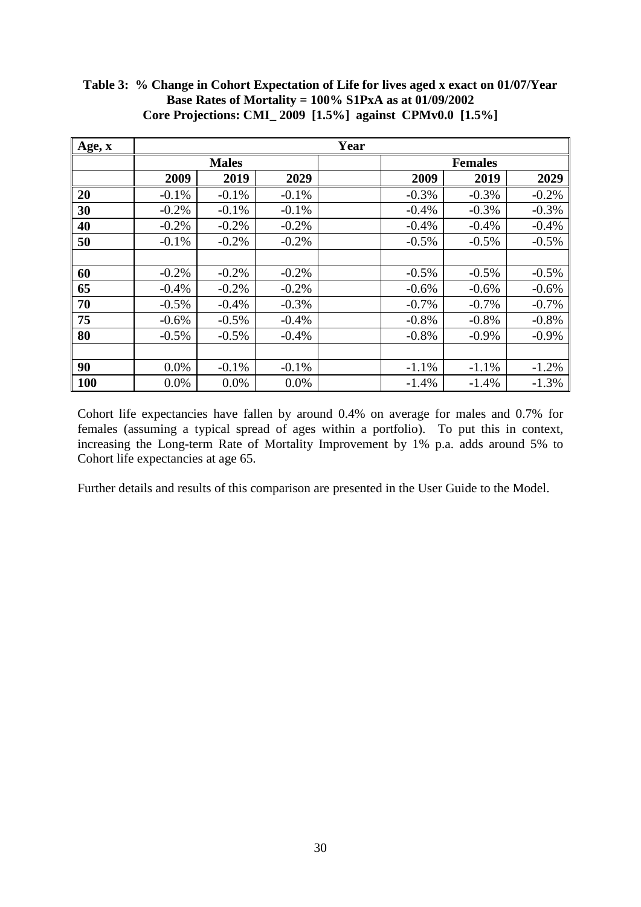**Table 3: % Change in Cohort Expectation of Life for lives aged x exact on 01/07/Year**
**Base Rates of Mortality = 100% S1PxA as at 01/09/2002**
**Core Projections: CMI_ 2009 [1.5%] against CPMv0.0 [1.5%]**

| Age, x | Year | | | | | | |
|---|---|---|---|---|---|---|---|
| | **Males** | | | | **Females** | | |
| | **2009** | **2019** | **2029** | | **2009** | **2019** | **2029** |
| **20** | -0.1% | -0.1% | -0.1% | | -0.3% | -0.3% | -0.2% |
| **30** | -0.2% | -0.1% | -0.1% | | -0.4% | -0.3% | -0.3% |
| **40** | -0.2% | -0.2% | -0.2% | | -0.4% | -0.4% | -0.4% |
| **50** | -0.1% | -0.2% | -0.2% | | -0.5% | -0.5% | -0.5% |
| | | | | | | | |
| **60** | -0.2% | -0.2% | -0.2% | | -0.5% | -0.5% | -0.5% |
| **65** | -0.4% | -0.2% | -0.2% | | -0.6% | -0.6% | -0.6% |
| **70** | -0.5% | -0.4% | -0.3% | | -0.7% | -0.7% | -0.7% |
| **75** | -0.6% | -0.5% | -0.4% | | -0.8% | -0.8% | -0.8% |
| **80** | -0.5% | -0.5% | -0.4% | | -0.8% | -0.9% | -0.9% |
| | | | | | | | |
| **90** | 0.0% | -0.1% | -0.1% | | -1.1% | -1.1% | -1.2% |
| **100** | 0.0% | 0.0% | 0.0% | | -1.4% | -1.4% | -1.3% |

Cohort life expectancies have fallen by around 0.4% on average for males and 0.7% for females (assuming a typical spread of ages within a portfolio). To put this in context, increasing the Long-term Rate of Mortality Improvement by 1% p.a. adds around 5% to Cohort life expectancies at age 65.

Further details and results of this comparison are presented in the User Guide to the Model.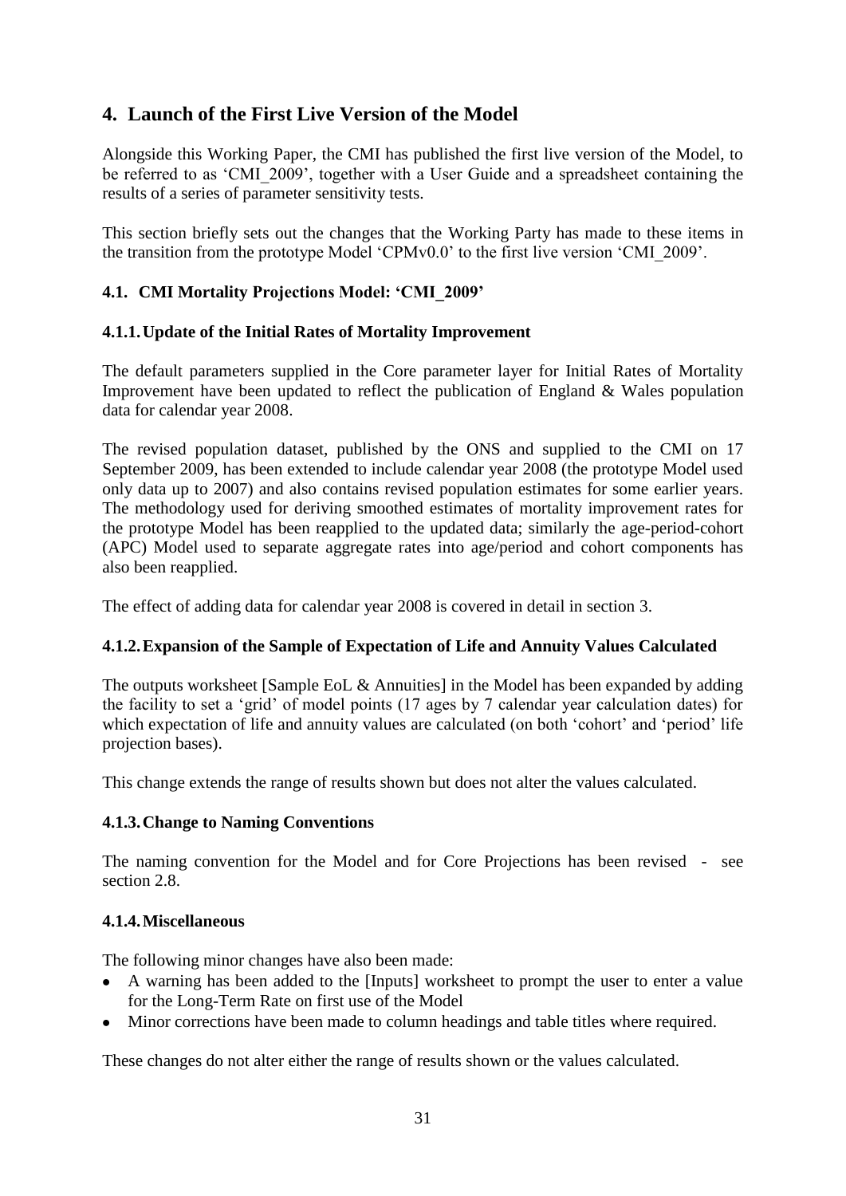# 4. Launch of the First Live Version of the Model

Alongside this Working Paper, the CMI has published the first live version of the Model, to be referred to as 'CMI_2009', together with a User Guide and a spreadsheet containing the results of a series of parameter sensitivity tests.

This section briefly sets out the changes that the Working Party has made to these items in the transition from the prototype Model 'CPMv0.0' to the first live version 'CMI_2009'.

## 4.1. CMI Mortality Projections Model: 'CMI_2009'

### 4.1.1. Update of the Initial Rates of Mortality Improvement

The default parameters supplied in the Core parameter layer for Initial Rates of Mortality Improvement have been updated to reflect the publication of England & Wales population data for calendar year 2008.

The revised population dataset, published by the ONS and supplied to the CMI on 17 September 2009, has been extended to include calendar year 2008 (the prototype Model used only data up to 2007) and also contains revised population estimates for some earlier years. The methodology used for deriving smoothed estimates of mortality improvement rates for the prototype Model has been reapplied to the updated data; similarly the age-period-cohort (APC) Model used to separate aggregate rates into age/period and cohort components has also been reapplied.

The effect of adding data for calendar year 2008 is covered in detail in section 3.

### 4.1.2. Expansion of the Sample of Expectation of Life and Annuity Values Calculated

The outputs worksheet [Sample EoL & Annuities] in the Model has been expanded by adding the facility to set a 'grid' of model points (17 ages by 7 calendar year calculation dates) for which expectation of life and annuity values are calculated (on both 'cohort' and 'period' life projection bases).

This change extends the range of results shown but does not alter the values calculated.

### 4.1.3. Change to Naming Conventions

The naming convention for the Model and for Core Projections has been revised - see section 2.8.

### 4.1.4. Miscellaneous

The following minor changes have also been made:

- A warning has been added to the [Inputs] worksheet to prompt the user to enter a value for the Long-Term Rate on first use of the Model
- Minor corrections have been made to column headings and table titles where required.

These changes do not alter either the range of results shown or the values calculated.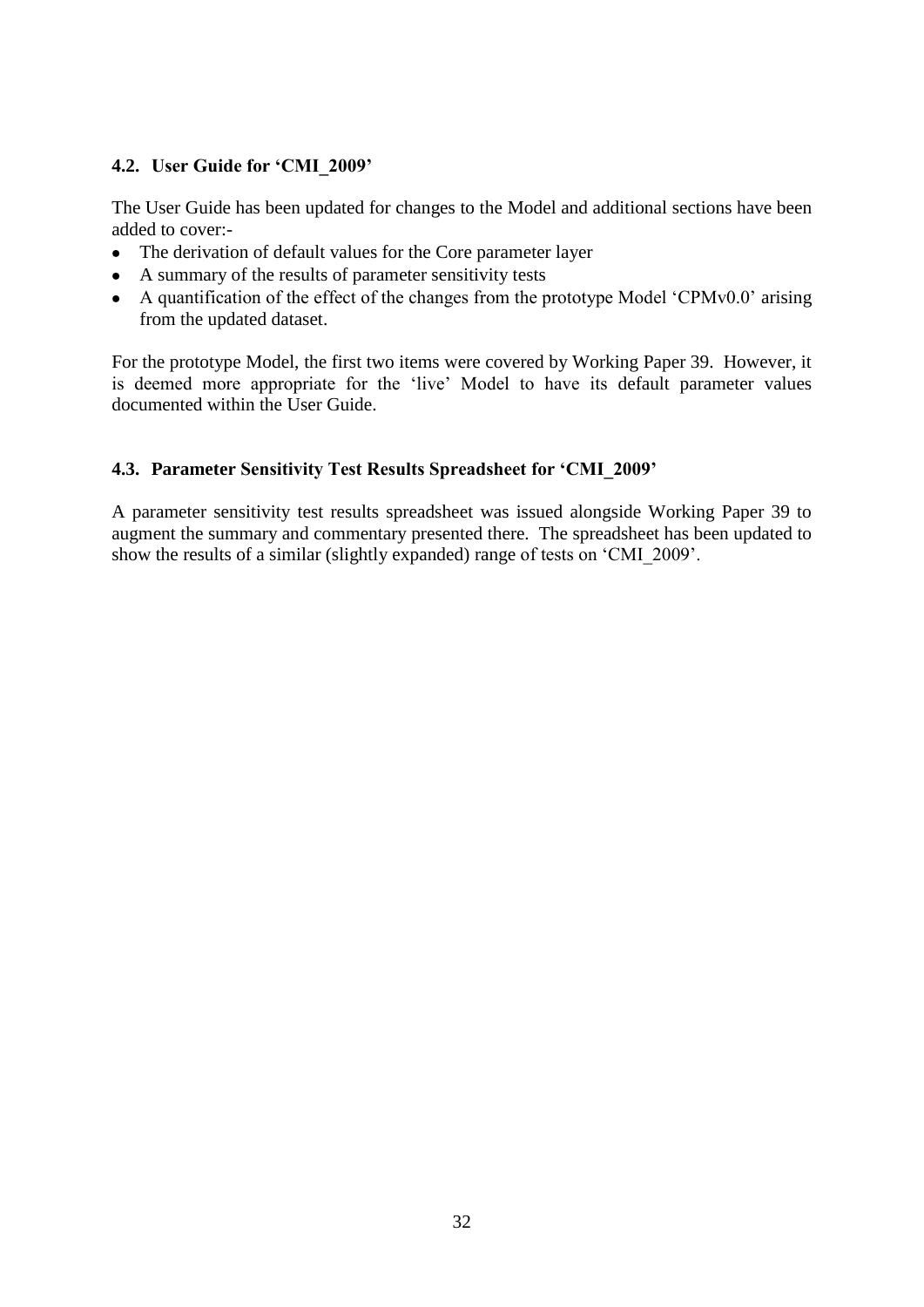### 4.2. User Guide for 'CMI_2009'

The User Guide has been updated for changes to the Model and additional sections have been added to cover:-

- The derivation of default values for the Core parameter layer
- A summary of the results of parameter sensitivity tests
- A quantification of the effect of the changes from the prototype Model 'CPMv0.0' arising from the updated dataset.

For the prototype Model, the first two items were covered by Working Paper 39. However, it is deemed more appropriate for the 'live' Model to have its default parameter values documented within the User Guide.

### 4.3. Parameter Sensitivity Test Results Spreadsheet for 'CMI_2009'

A parameter sensitivity test results spreadsheet was issued alongside Working Paper 39 to augment the summary and commentary presented there. The spreadsheet has been updated to show the results of a similar (slightly expanded) range of tests on 'CMI_2009'.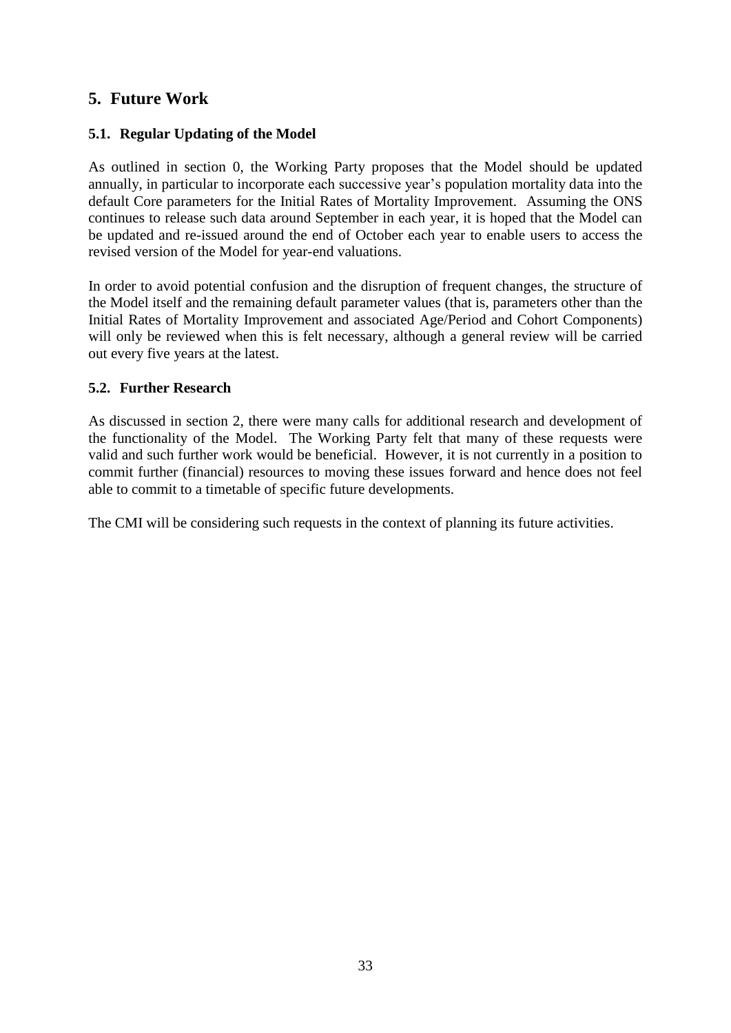## 5. Future Work

### 5.1. Regular Updating of the Model

As outlined in section 0, the Working Party proposes that the Model should be updated annually, in particular to incorporate each successive year's population mortality data into the default Core parameters for the Initial Rates of Mortality Improvement. Assuming the ONS continues to release such data around September in each year, it is hoped that the Model can be updated and re-issued around the end of October each year to enable users to access the revised version of the Model for year-end valuations.

In order to avoid potential confusion and the disruption of frequent changes, the structure of the Model itself and the remaining default parameter values (that is, parameters other than the Initial Rates of Mortality Improvement and associated Age/Period and Cohort Components) will only be reviewed when this is felt necessary, although a general review will be carried out every five years at the latest.

### 5.2. Further Research

As discussed in section 2, there were many calls for additional research and development of the functionality of the Model. The Working Party felt that many of these requests were valid and such further work would be beneficial. However, it is not currently in a position to commit further (financial) resources to moving these issues forward and hence does not feel able to commit to a timetable of specific future developments.

The CMI will be considering such requests in the context of planning its future activities.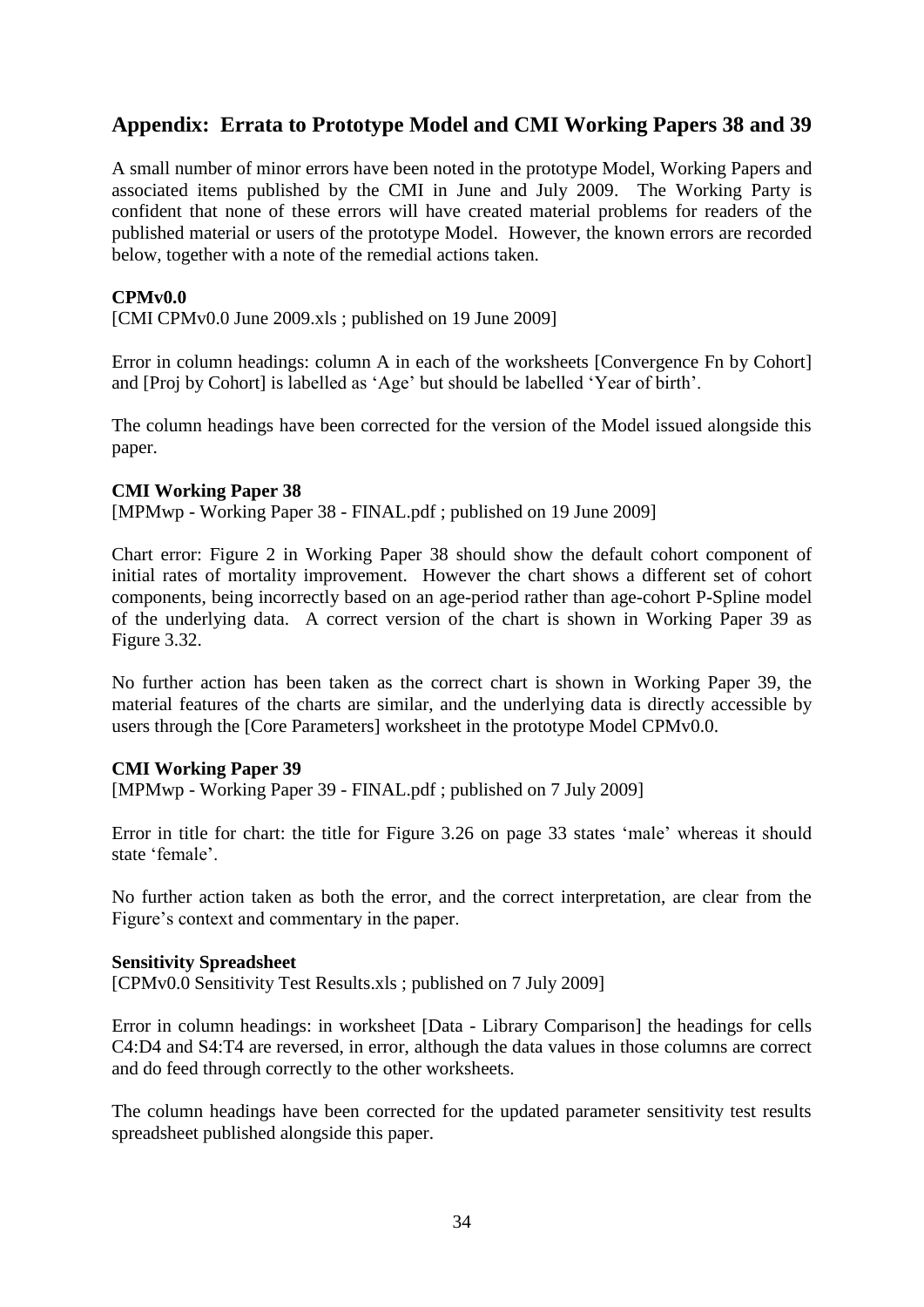## Appendix: Errata to Prototype Model and CMI Working Papers 38 and 39

A small number of minor errors have been noted in the prototype Model, Working Papers and associated items published by the CMI in June and July 2009. The Working Party is confident that none of these errors will have created material problems for readers of the published material or users of the prototype Model. However, the known errors are recorded below, together with a note of the remedial actions taken.

**CPMv0.0**

[CMI CPMv0.0 June 2009.xls ; published on 19 June 2009]

Error in column headings: column A in each of the worksheets [Convergence Fn by Cohort] and [Proj by Cohort] is labelled as 'Age' but should be labelled 'Year of birth'.

The column headings have been corrected for the version of the Model issued alongside this paper.

**CMI Working Paper 38**

[MPMwp - Working Paper 38 - FINAL.pdf ; published on 19 June 2009]

Chart error: Figure 2 in Working Paper 38 should show the default cohort component of initial rates of mortality improvement. However the chart shows a different set of cohort components, being incorrectly based on an age-period rather than age-cohort P-Spline model of the underlying data. A correct version of the chart is shown in Working Paper 39 as Figure 3.32.

No further action has been taken as the correct chart is shown in Working Paper 39, the material features of the charts are similar, and the underlying data is directly accessible by users through the [Core Parameters] worksheet in the prototype Model CPMv0.0.

**CMI Working Paper 39**

[MPMwp - Working Paper 39 - FINAL.pdf ; published on 7 July 2009]

Error in title for chart: the title for Figure 3.26 on page 33 states 'male' whereas it should state 'female'.

No further action taken as both the error, and the correct interpretation, are clear from the Figure's context and commentary in the paper.

**Sensitivity Spreadsheet**

[CPMv0.0 Sensitivity Test Results.xls ; published on 7 July 2009]

Error in column headings: in worksheet [Data - Library Comparison] the headings for cells C4:D4 and S4:T4 are reversed, in error, although the data values in those columns are correct and do feed through correctly to the other worksheets.

The column headings have been corrected for the updated parameter sensitivity test results spreadsheet published alongside this paper.